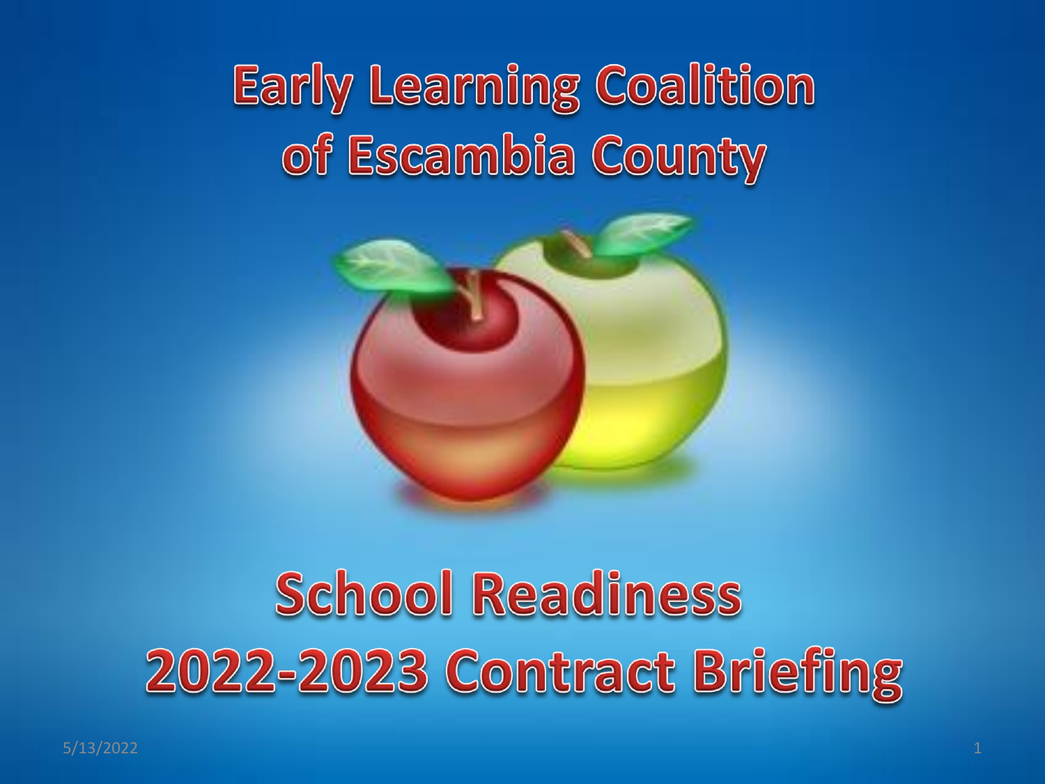# Early Learning Coalition of Escambia County

# School Readiness 2022-2023 Contract Briefing

5/13/2022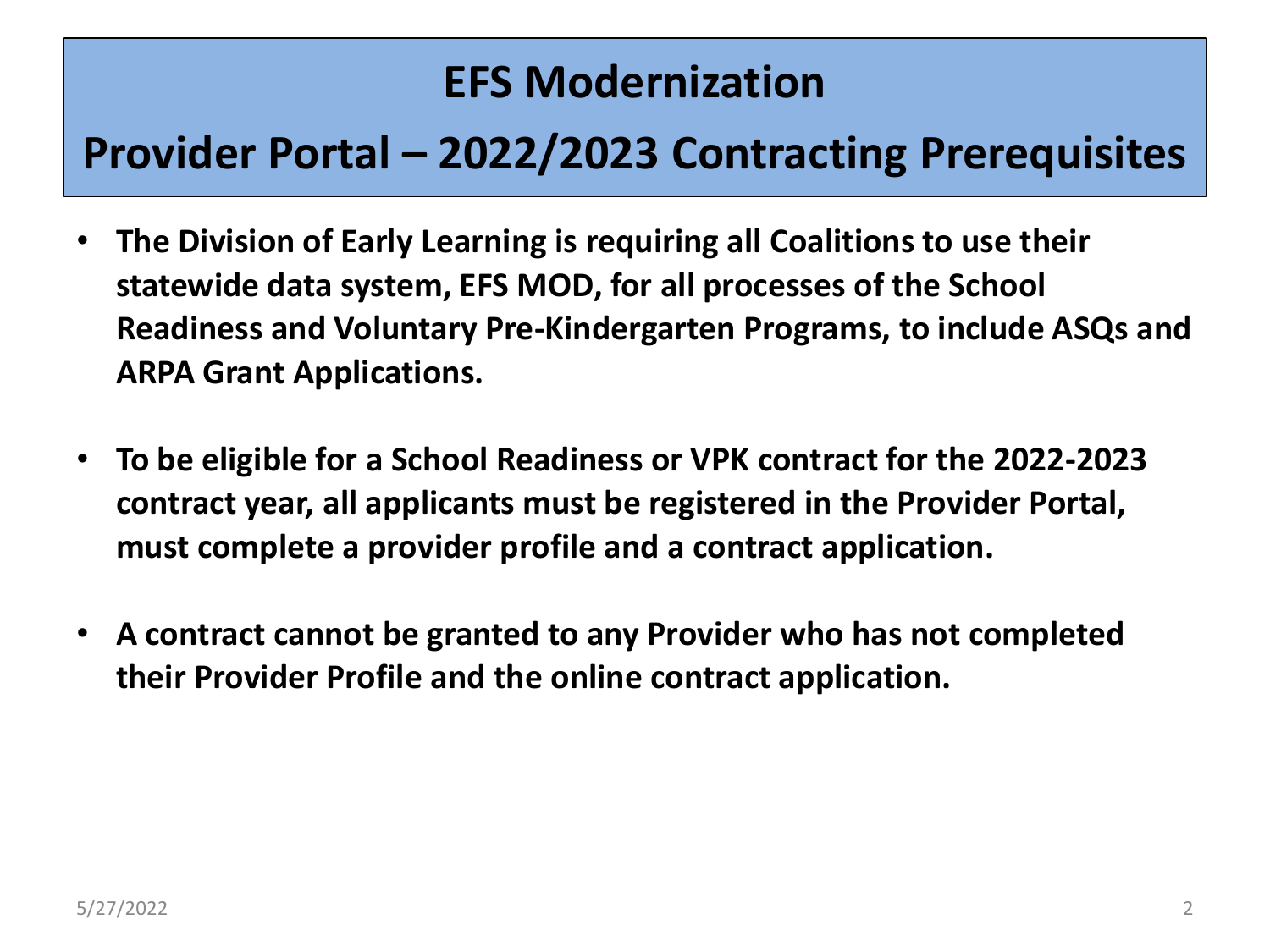# EFS Modernization

## Provider Portal – 2022/2023 Contracting Prerequisites

- **The Division of Early Learning is requiring all Coalitions to use their statewide data system, EFS MOD, for all processes of the School Readiness and Voluntary Pre-Kindergarten Programs, to include ASQs and ARPA Grant Applications.**

- **To be eligible for a School Readiness or VPK contract for the 2022-2023 contract year, all applicants must be registered in the Provider Portal, must complete a provider profile and a contract application.**

- **A contract cannot be granted to any Provider who has not completed their Provider Profile and the online contract application.**

5/27/2022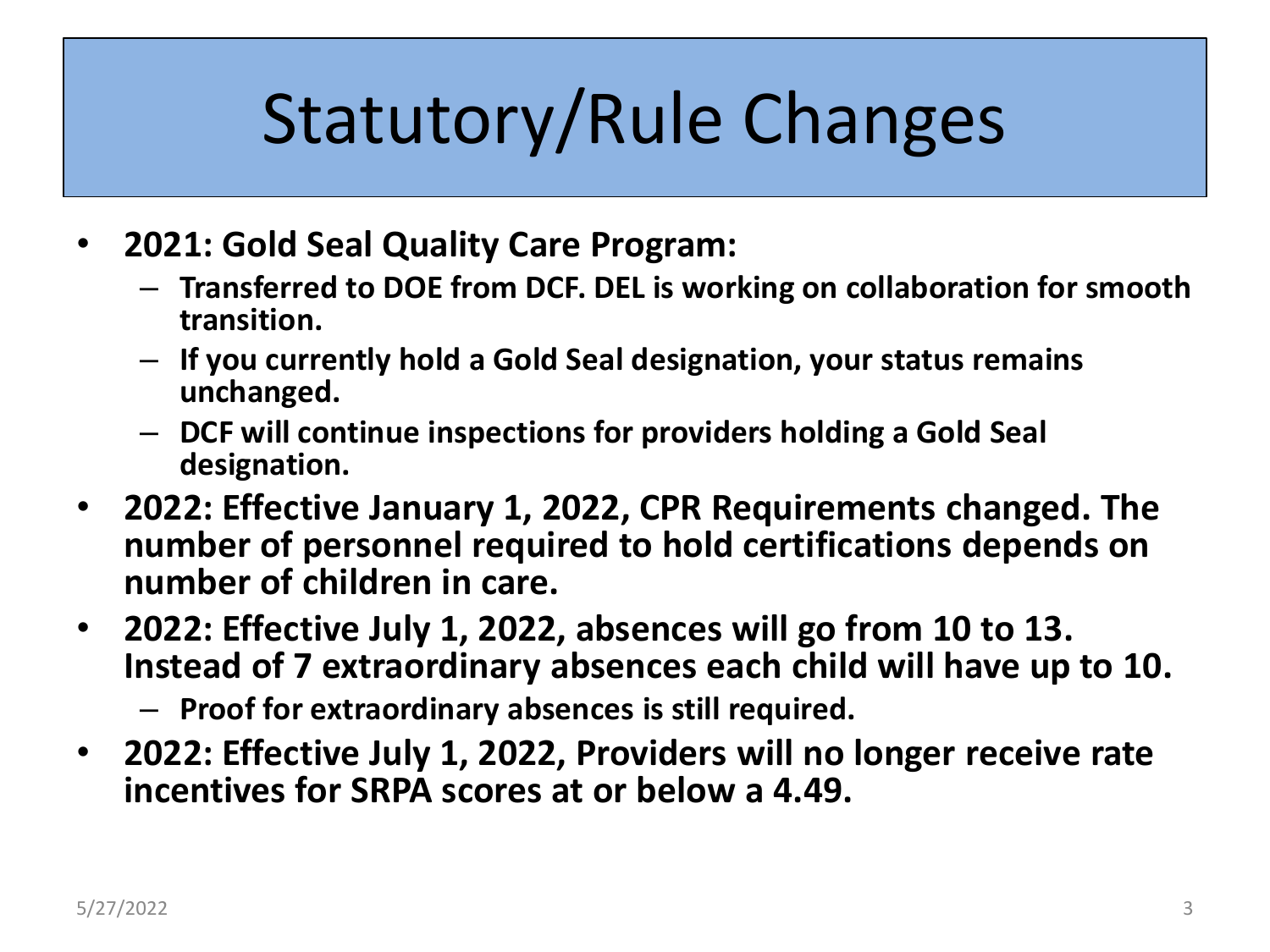# Statutory/Rule Changes

- **2021: Gold Seal Quality Care Program:**
  - **Transferred to DOE from DCF. DEL is working on collaboration for smooth transition.**
  - **If you currently hold a Gold Seal designation, your status remains unchanged.**
  - **DCF will continue inspections for providers holding a Gold Seal designation.**
- **2022: Effective January 1, 2022, CPR Requirements changed. The number of personnel required to hold certifications depends on number of children in care.**
- **2022: Effective July 1, 2022, absences will go from 10 to 13. Instead of 7 extraordinary absences each child will have up to 10.**
  - **Proof for extraordinary absences is still required.**
- **2022: Effective July 1, 2022, Providers will no longer receive rate incentives for SRPA scores at or below a 4.49.**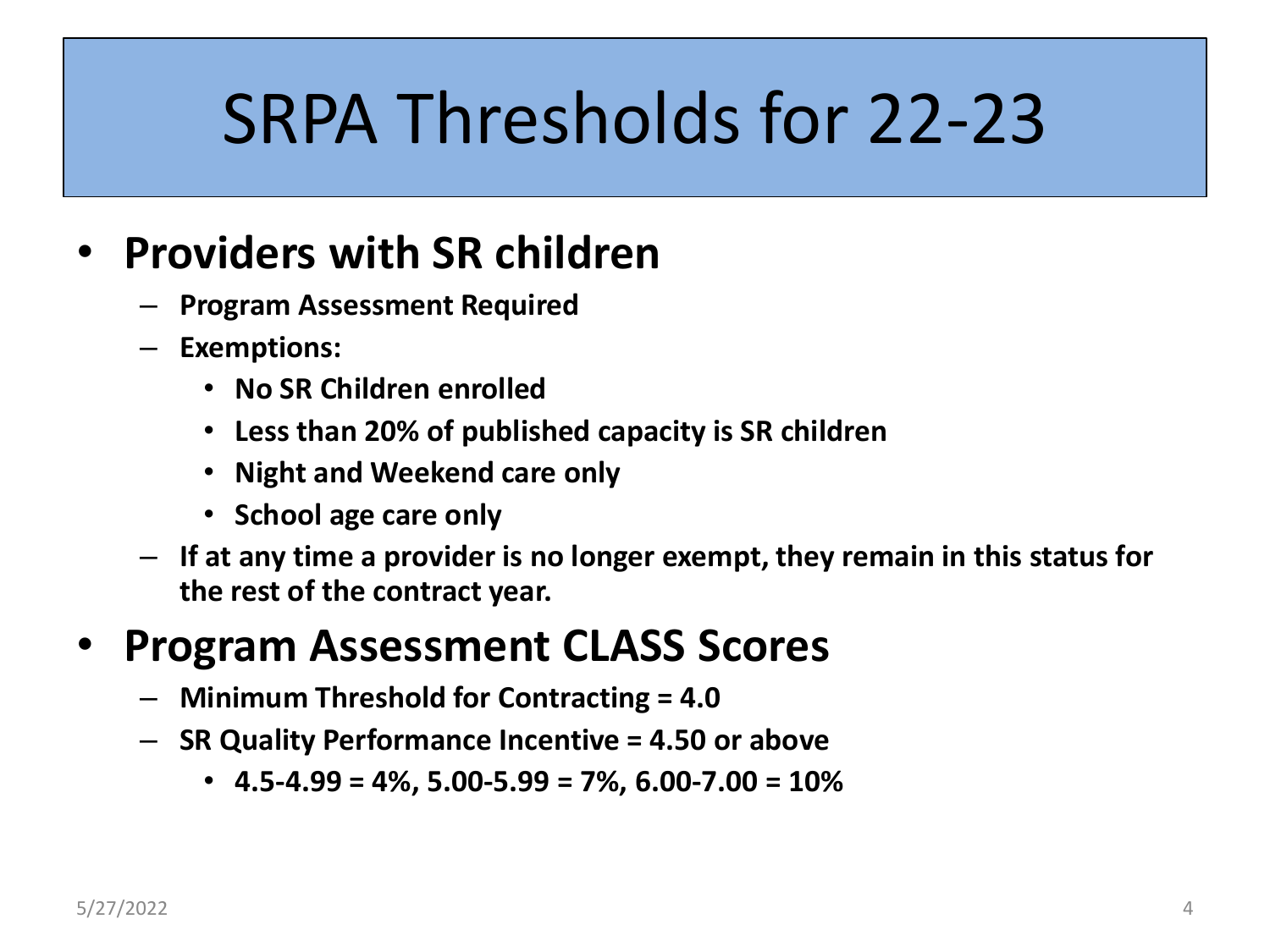# SRPA Thresholds for 22-23

- **Providers with SR children**
  - **Program Assessment Required**
  - **Exemptions:**
    - **No SR Children enrolled**
    - **Less than 20% of published capacity is SR children**
    - **Night and Weekend care only**
    - **School age care only**
  - **If at any time a provider is no longer exempt, they remain in this status for the rest of the contract year.**
- **Program Assessment CLASS Scores**
  - **Minimum Threshold for Contracting = 4.0**
  - **SR Quality Performance Incentive = 4.50 or above**
    - **4.5-4.99 = 4%, 5.00-5.99 = 7%, 6.00-7.00 = 10%**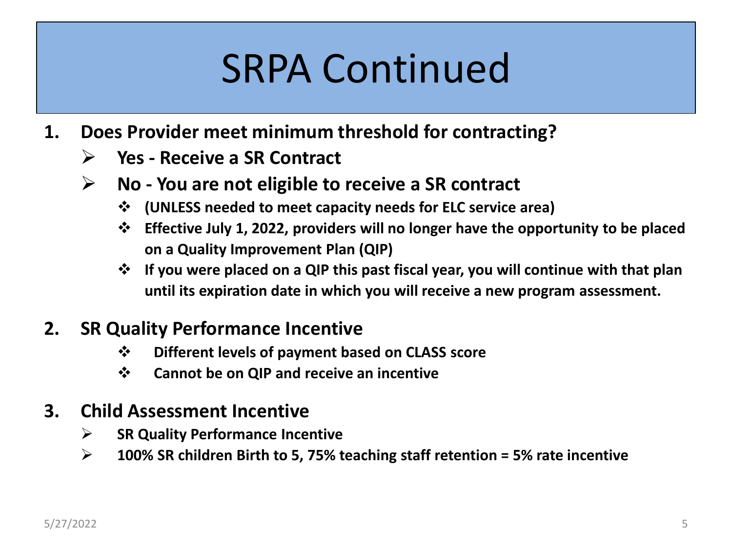# SRPA Continued

1. **Does Provider meet minimum threshold for contracting?**
   - **Yes - Receive a SR Contract**
   - **No - You are not eligible to receive a SR contract**
     - **(UNLESS needed to meet capacity needs for ELC service area)**
     - **Effective July 1, 2022, providers will no longer have the opportunity to be placed on a Quality Improvement Plan (QIP)**
     - **If you were placed on a QIP this past fiscal year, you will continue with that plan until its expiration date in which you will receive a new program assessment.**

2. **SR Quality Performance Incentive**
   - **Different levels of payment based on CLASS score**
   - **Cannot be on QIP and receive an incentive**

3. **Child Assessment Incentive**
   - **SR Quality Performance Incentive**
   - **100% SR children Birth to 5, 75% teaching staff retention = 5% rate incentive**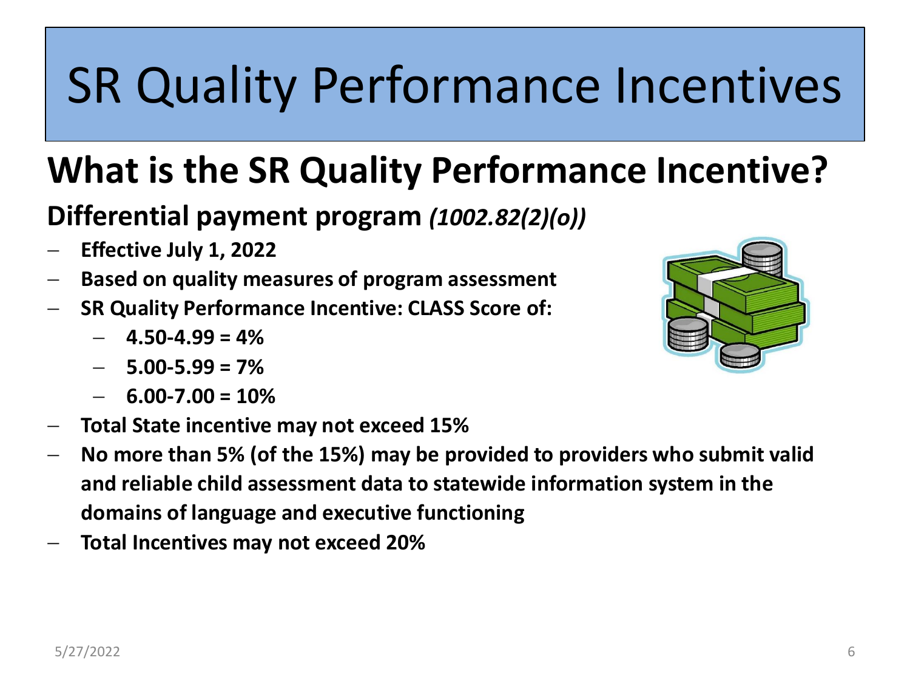# SR Quality Performance Incentives

## What is the SR Quality Performance Incentive?

### Differential payment program *(1002.82(2)(o))*

- **Effective July 1, 2022**
- **Based on quality measures of program assessment**
- **SR Quality Performance Incentive: CLASS Score of:**
  - **4.50-4.99 = 4%**
  - **5.00-5.99 = 7%**
  - **6.00-7.00 = 10%**
- **Total State incentive may not exceed 15%**
- **No more than 5% (of the 15%) may be provided to providers who submit valid and reliable child assessment data to statewide information system in the domains of language and executive functioning**
- **Total Incentives may not exceed 20%**

5/27/2022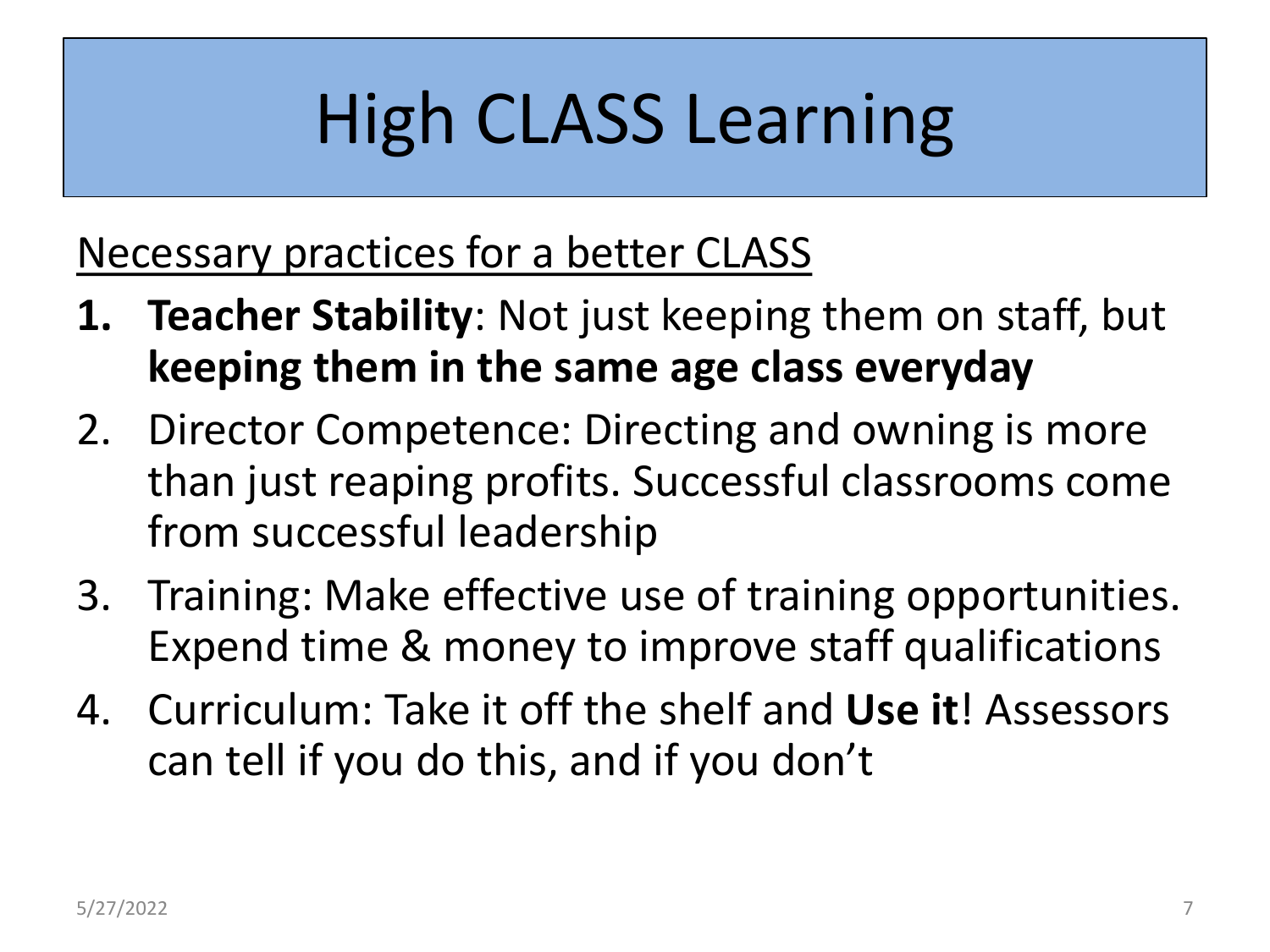# High CLASS Learning

<u>Necessary practices for a better CLASS</u>

1. **Teacher Stability**: Not just keeping them on staff, but **keeping them in the same age class everyday**
2. Director Competence: Directing and owning is more than just reaping profits. Successful classrooms come from successful leadership
3. Training: Make effective use of training opportunities. Expend time & money to improve staff qualifications
4. Curriculum: Take it off the shelf and **Use it**! Assessors can tell if you do this, and if you don't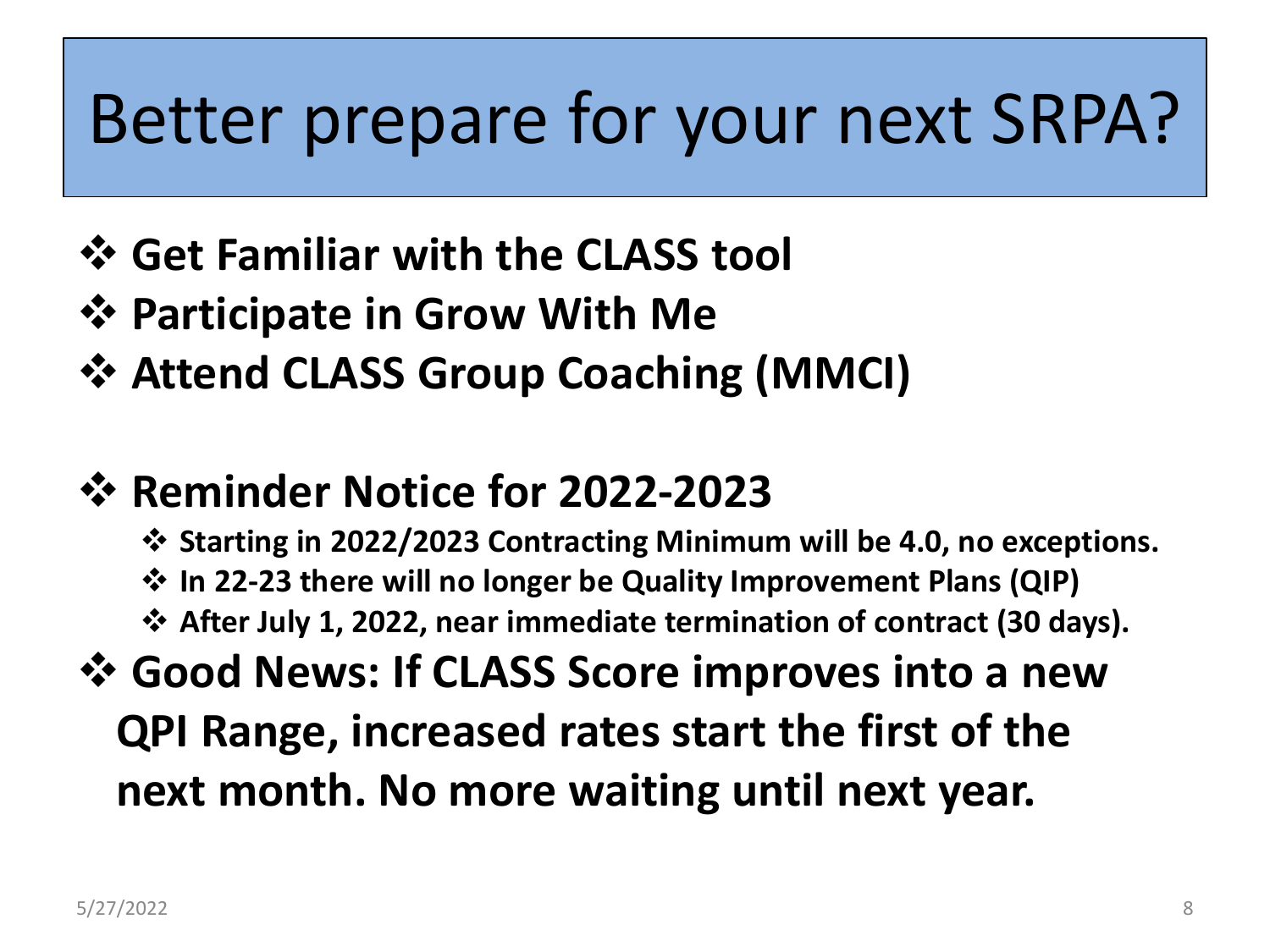# Better prepare for your next SRPA?

- **Get Familiar with the CLASS tool**
- **Participate in Grow With Me**
- **Attend CLASS Group Coaching (MMCI)**

- **Reminder Notice for 2022-2023**
  - **Starting in 2022/2023 Contracting Minimum will be 4.0, no exceptions.**
  - **In 22-23 there will no longer be Quality Improvement Plans (QIP)**
  - **After July 1, 2022, near immediate termination of contract (30 days).**
- **Good News: If CLASS Score improves into a new QPI Range, increased rates start the first of the next month. No more waiting until next year.**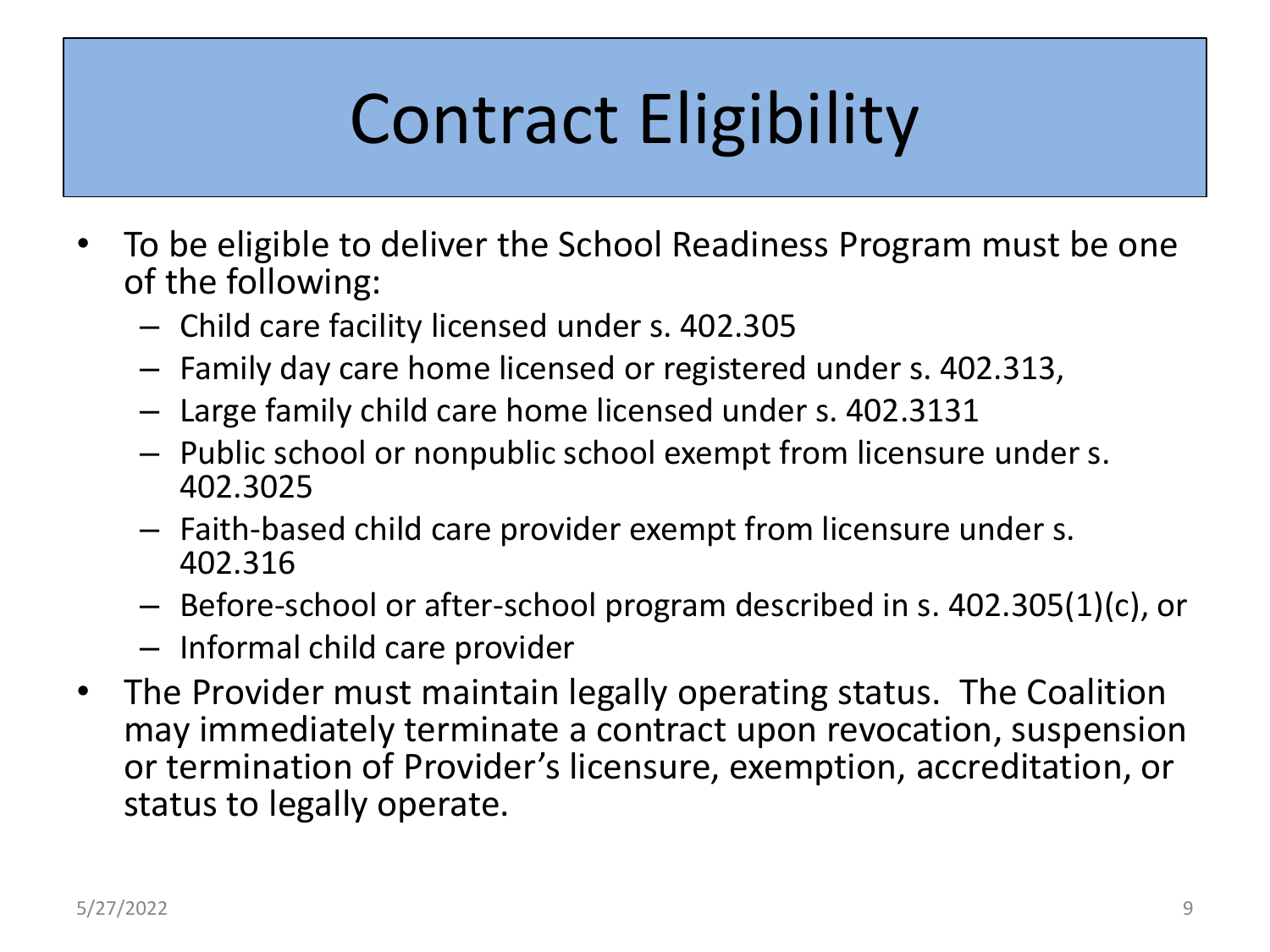# Contract Eligibility

- To be eligible to deliver the School Readiness Program must be one of the following:
  - Child care facility licensed under s. 402.305
  - Family day care home licensed or registered under s. 402.313,
  - Large family child care home licensed under s. 402.3131
  - Public school or nonpublic school exempt from licensure under s. 402.3025
  - Faith-based child care provider exempt from licensure under s. 402.316
  - Before-school or after-school program described in s. 402.305(1)(c), or
  - Informal child care provider
- The Provider must maintain legally operating status. The Coalition may immediately terminate a contract upon revocation, suspension or termination of Provider's licensure, exemption, accreditation, or status to legally operate.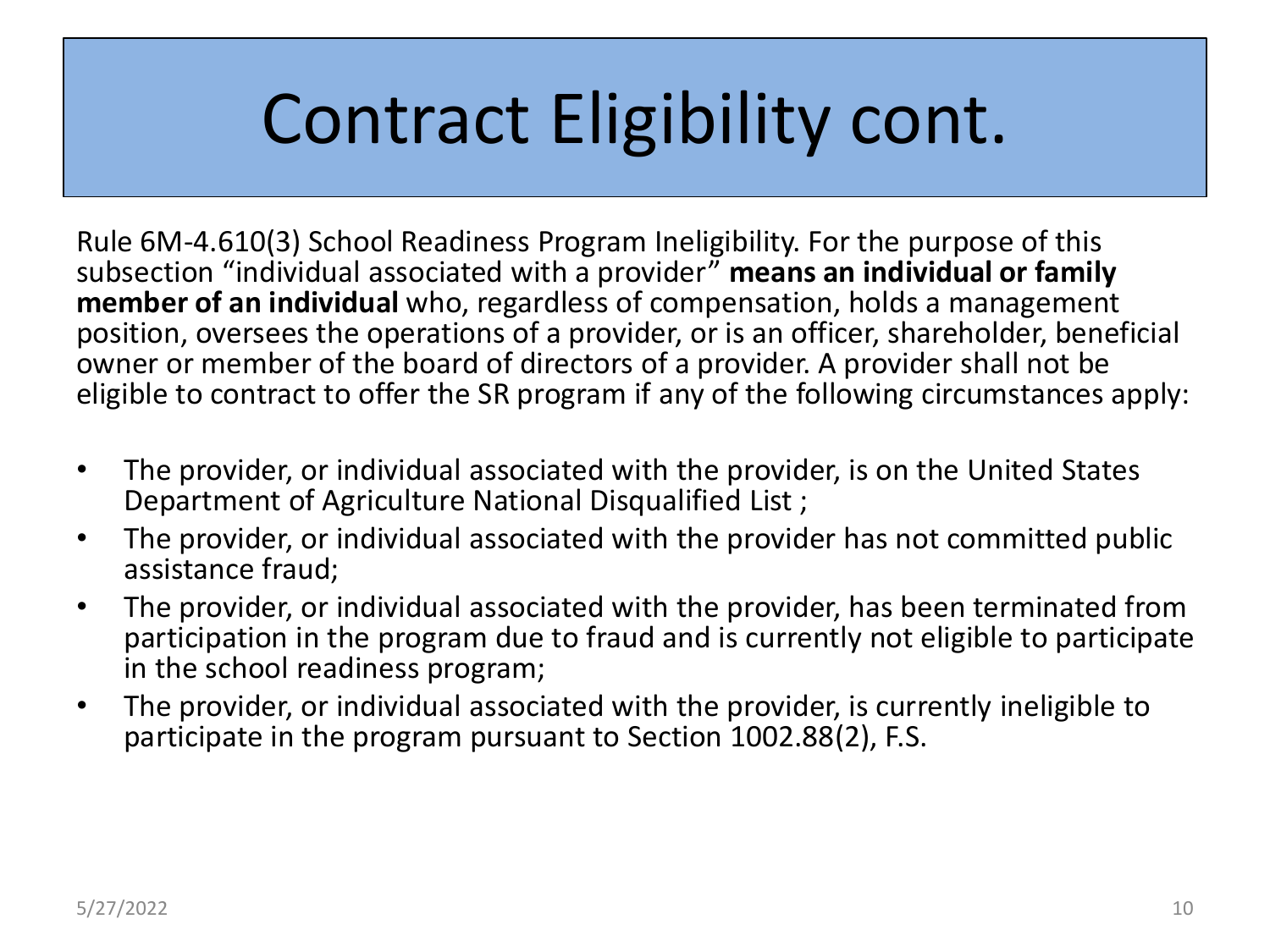# Contract Eligibility cont.

Rule 6M-4.610(3) School Readiness Program Ineligibility. For the purpose of this subsection "individual associated with a provider" **means an individual or family member of an individual** who, regardless of compensation, holds a management position, oversees the operations of a provider, or is an officer, shareholder, beneficial owner or member of the board of directors of a provider. A provider shall not be eligible to contract to offer the SR program if any of the following circumstances apply:

- The provider, or individual associated with the provider, is on the United States Department of Agriculture National Disqualified List ;
- The provider, or individual associated with the provider has not committed public assistance fraud;
- The provider, or individual associated with the provider, has been terminated from participation in the program due to fraud and is currently not eligible to participate in the school readiness program;
- The provider, or individual associated with the provider, is currently ineligible to participate in the program pursuant to Section 1002.88(2), F.S.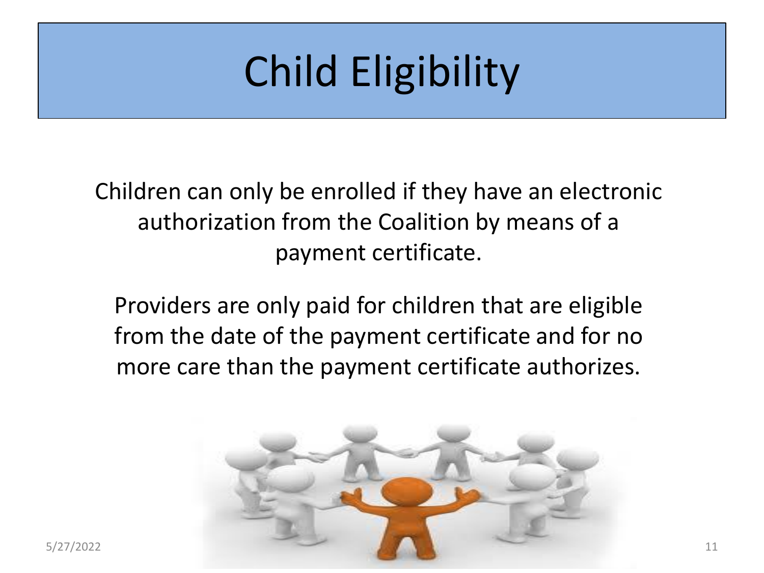# Child Eligibility

Children can only be enrolled if they have an electronic authorization from the Coalition by means of a payment certificate.

Providers are only paid for children that are eligible from the date of the payment certificate and for no more care than the payment certificate authorizes.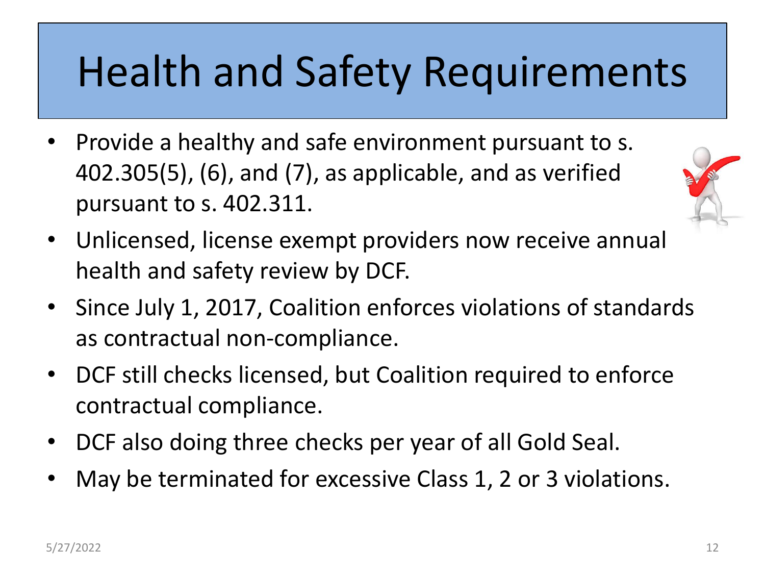# Health and Safety Requirements

- Provide a healthy and safe environment pursuant to s. 402.305(5), (6), and (7), as applicable, and as verified pursuant to s. 402.311.
- Unlicensed, license exempt providers now receive annual health and safety review by DCF.
- Since July 1, 2017, Coalition enforces violations of standards as contractual non-compliance.
- DCF still checks licensed, but Coalition required to enforce contractual compliance.
- DCF also doing three checks per year of all Gold Seal.
- May be terminated for excessive Class 1, 2 or 3 violations.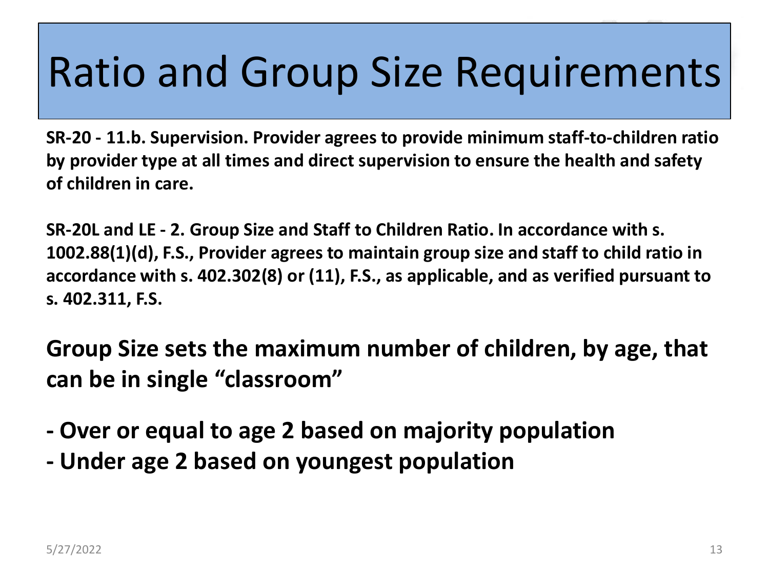# Ratio and Group Size Requirements

**SR-20 - 11.b. Supervision. Provider agrees to provide minimum staff-to-children ratio by provider type at all times and direct supervision to ensure the health and safety of children in care.**

**SR-20L and LE - 2. Group Size and Staff to Children Ratio. In accordance with s. 1002.88(1)(d), F.S., Provider agrees to maintain group size and staff to child ratio in accordance with s. 402.302(8) or (11), F.S., as applicable, and as verified pursuant to s. 402.311, F.S.**

**Group Size sets the maximum number of children, by age, that can be in single "classroom"**

**- Over or equal to age 2 based on majority population**
**- Under age 2 based on youngest population**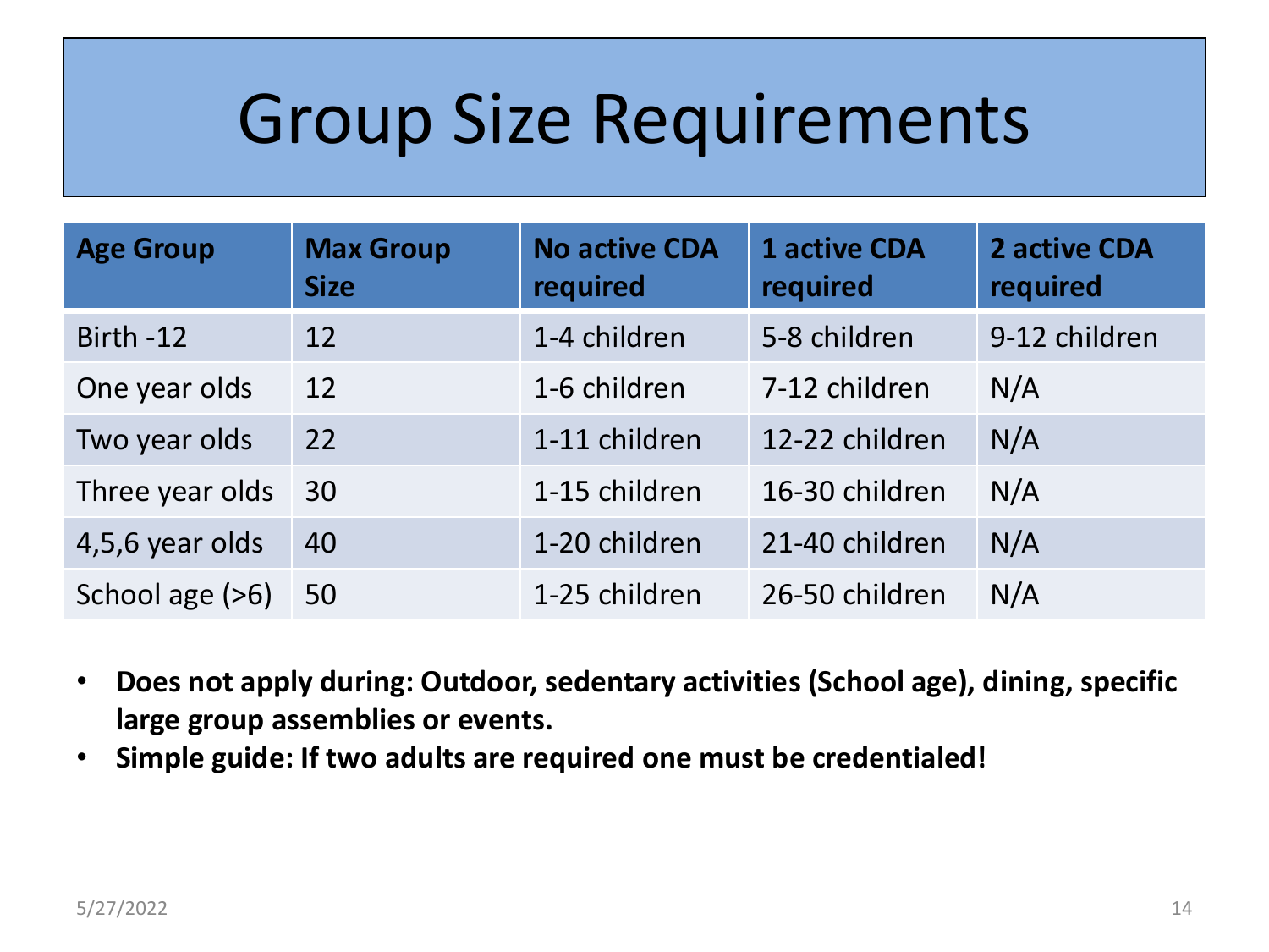# Group Size Requirements

| Age Group | Max Group Size | No active CDA required | 1 active CDA required | 2 active CDA required |
|---|---|---|---|---|
| Birth -12 | 12 | 1-4 children | 5-8 children | 9-12 children |
| One year olds | 12 | 1-6 children | 7-12 children | N/A |
| Two year olds | 22 | 1-11 children | 12-22 children | N/A |
| Three year olds | 30 | 1-15 children | 16-30 children | N/A |
| 4,5,6 year olds | 40 | 1-20 children | 21-40 children | N/A |
| School age (>6) | 50 | 1-25 children | 26-50 children | N/A |

- **Does not apply during: Outdoor, sedentary activities (School age), dining, specific large group assemblies or events.**
- **Simple guide: If two adults are required one must be credentialed!**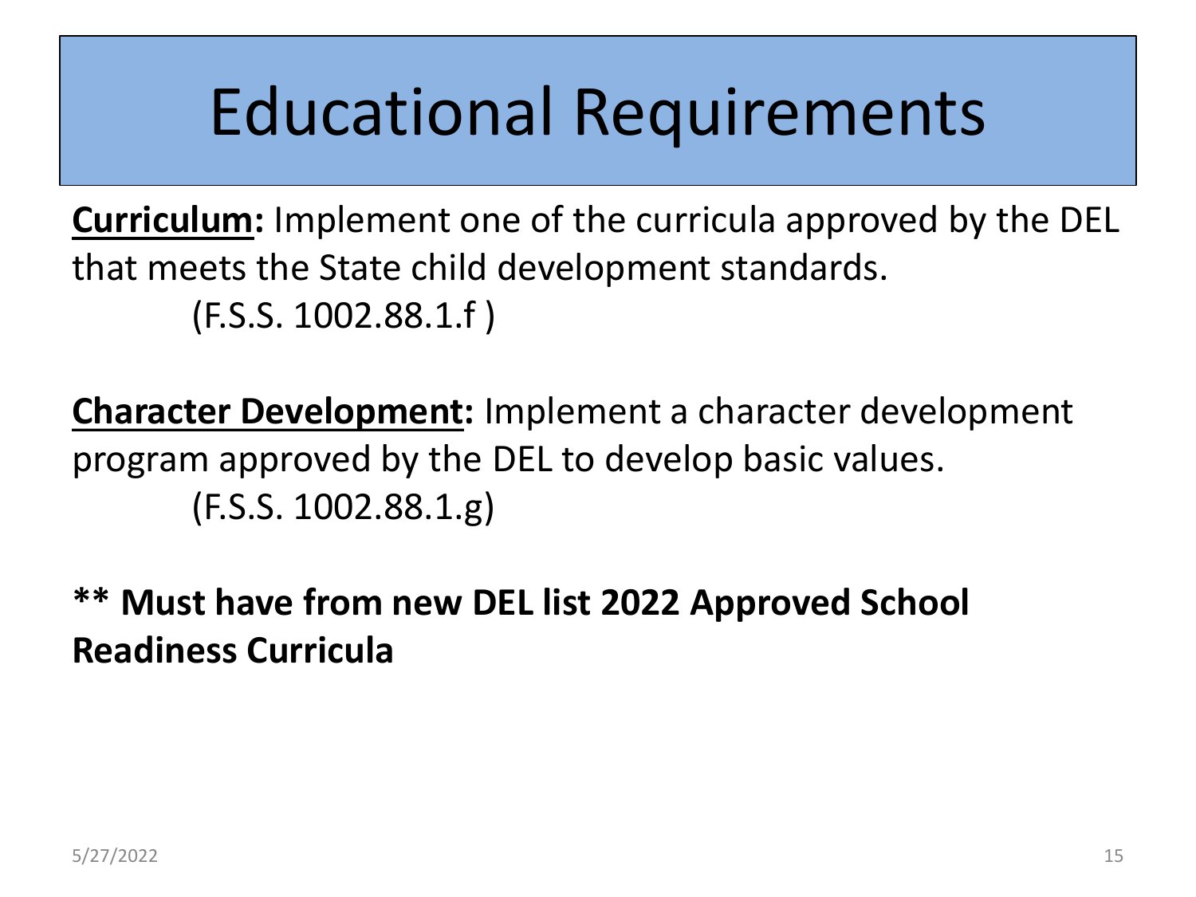# Educational Requirements

**Curriculum:** Implement one of the curricula approved by the DEL that meets the State child development standards.
(F.S.S. 1002.88.1.f )

**Character Development:** Implement a character development program approved by the DEL to develop basic values.
(F.S.S. 1002.88.1.g)

**\*\* Must have from new DEL list 2022 Approved School Readiness Curricula**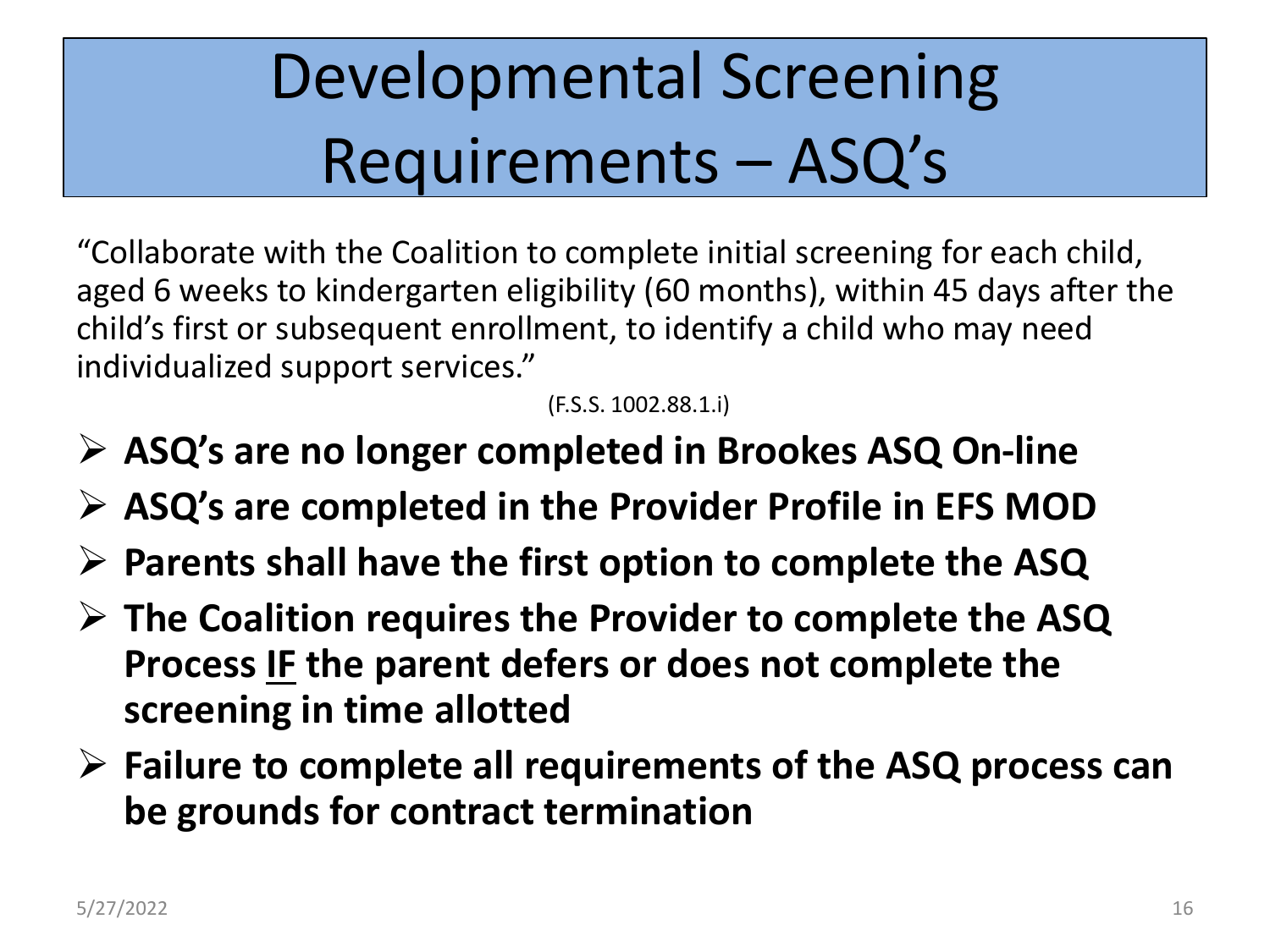# Developmental Screening Requirements – ASQ's

"Collaborate with the Coalition to complete initial screening for each child, aged 6 weeks to kindergarten eligibility (60 months), within 45 days after the child's first or subsequent enrollment, to identify a child who may need individualized support services."

(F.S.S. 1002.88.1.i)

- **ASQ's are no longer completed in Brookes ASQ On-line**
- **ASQ's are completed in the Provider Profile in EFS MOD**
- **Parents shall have the first option to complete the ASQ**
- **The Coalition requires the Provider to complete the ASQ Process <u>IF</u> the parent defers or does not complete the screening in time allotted**
- **Failure to complete all requirements of the ASQ process can be grounds for contract termination**

5/27/2022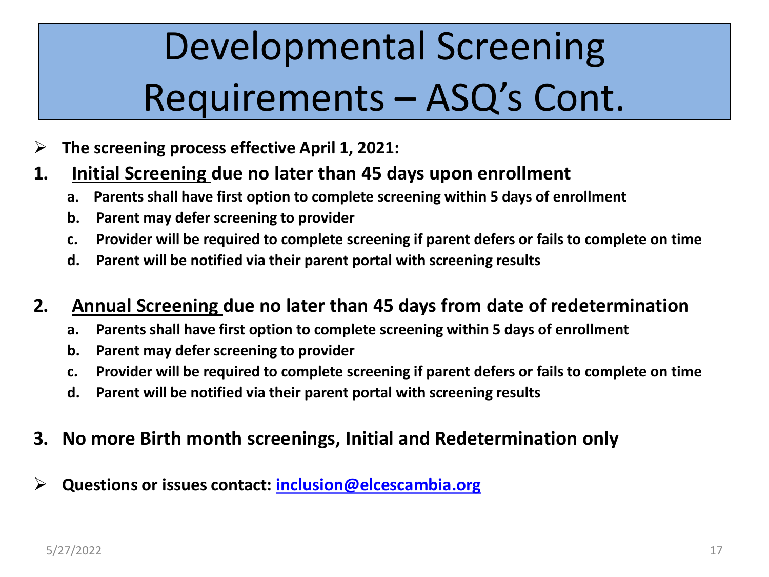# Developmental Screening Requirements – ASQ's Cont.

- **The screening process effective April 1, 2021:**

1. **Initial Screening due no later than 45 days upon enrollment**
    - a. **Parents shall have first option to complete screening within 5 days of enrollment**
    - b. **Parent may defer screening to provider**
    - c. **Provider will be required to complete screening if parent defers or fails to complete on time**
    - d. **Parent will be notified via their parent portal with screening results**

2. **Annual Screening due no later than 45 days from date of redetermination**
    - a. **Parents shall have first option to complete screening within 5 days of enrollment**
    - b. **Parent may defer screening to provider**
    - c. **Provider will be required to complete screening if parent defers or fails to complete on time**
    - d. **Parent will be notified via their parent portal with screening results**

3. **No more Birth month screenings, Initial and Redetermination only**

- **Questions or issues contact: inclusion@elcescambia.org**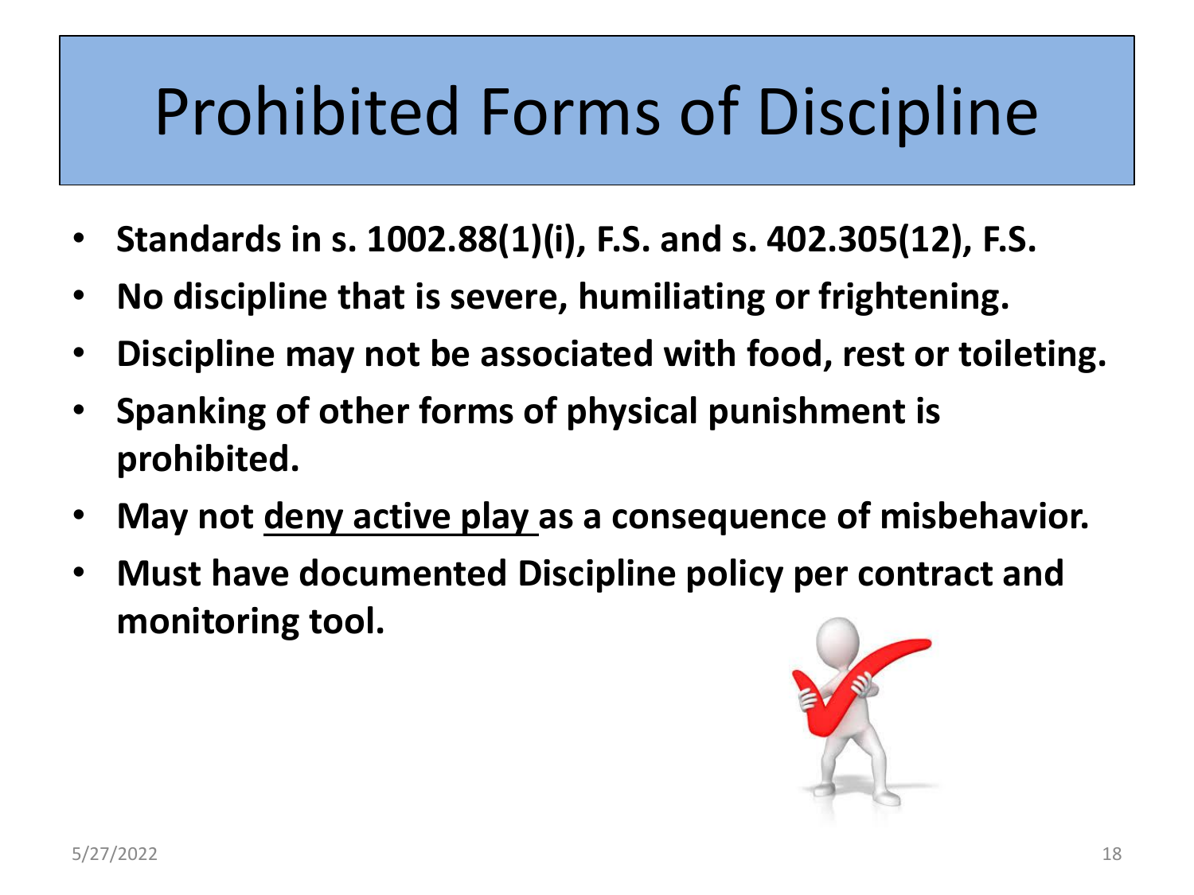# Prohibited Forms of Discipline

- **Standards in s. 1002.88(1)(i), F.S. and s. 402.305(12), F.S.**
- **No discipline that is severe, humiliating or frightening.**
- **Discipline may not be associated with food, rest or toileting.**
- **Spanking of other forms of physical punishment is prohibited.**
- **May not deny active play as a consequence of misbehavior.**
- **Must have documented Discipline policy per contract and monitoring tool.**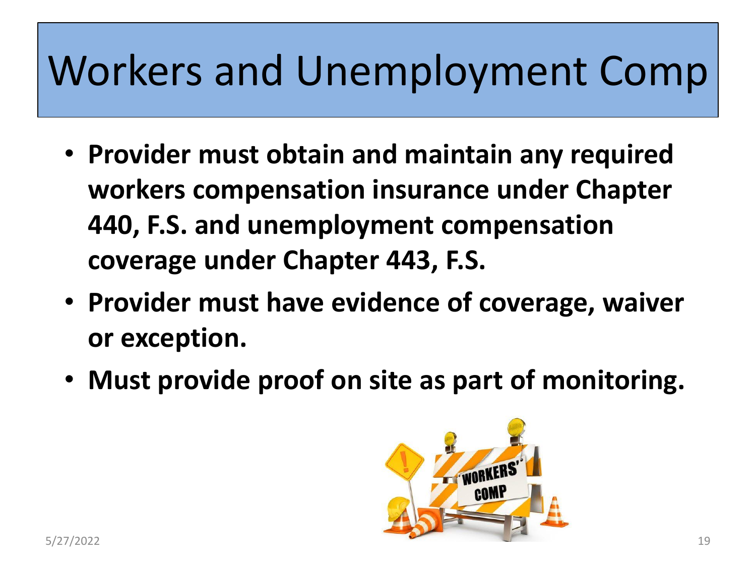# Workers and Unemployment Comp

- **Provider must obtain and maintain any required workers compensation insurance under Chapter 440, F.S. and unemployment compensation coverage under Chapter 443, F.S.**
- **Provider must have evidence of coverage, waiver or exception.**
- **Must provide proof on site as part of monitoring.**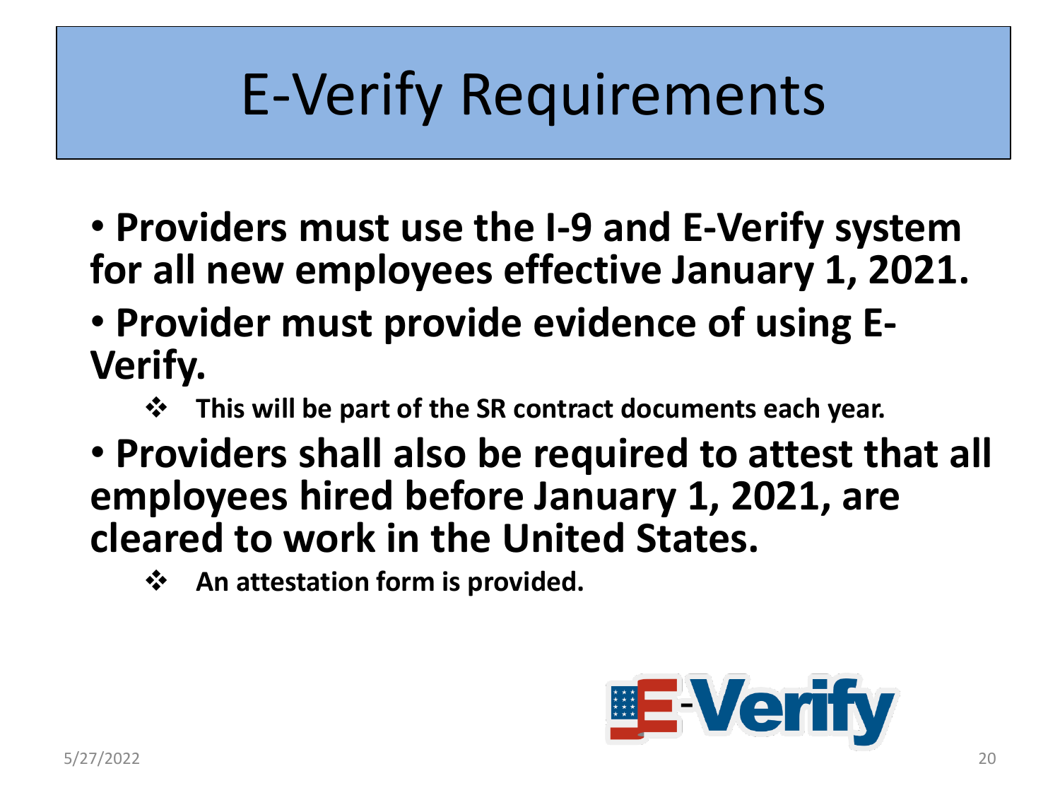# E-Verify Requirements

- **Providers must use the I-9 and E-Verify system for all new employees effective January 1, 2021.**
- **Provider must provide evidence of using E-Verify.**
  - **This will be part of the SR contract documents each year.**
- **Providers shall also be required to attest that all employees hired before January 1, 2021, are cleared to work in the United States.**
  - **An attestation form is provided.**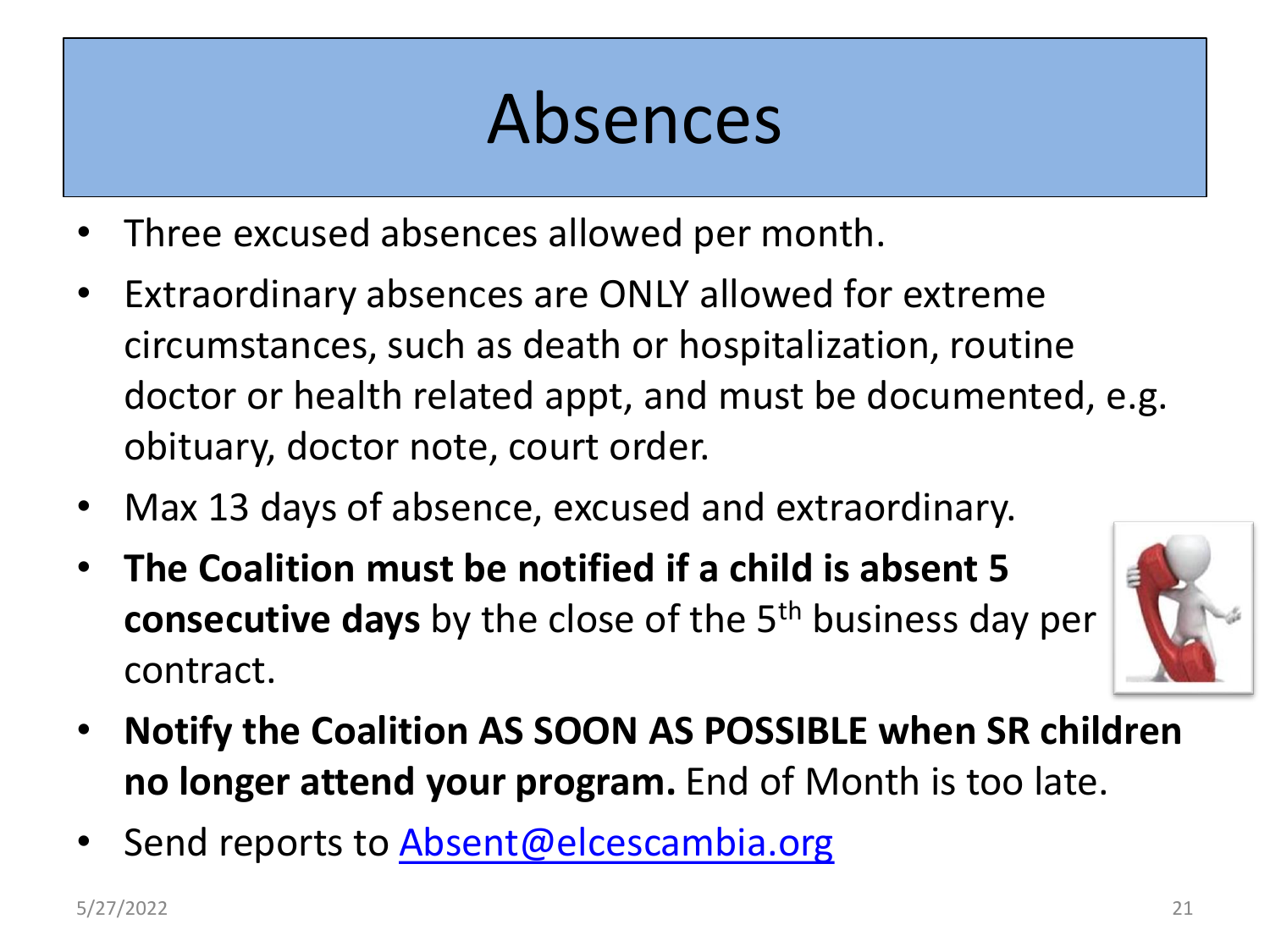# Absences

- Three excused absences allowed per month.
- Extraordinary absences are ONLY allowed for extreme circumstances, such as death or hospitalization, routine doctor or health related appt, and must be documented, e.g. obituary, doctor note, court order.
- Max 13 days of absence, excused and extraordinary.
- **The Coalition must be notified if a child is absent 5 consecutive days** by the close of the 5th business day per contract.
- **Notify the Coalition AS SOON AS POSSIBLE when SR children no longer attend your program.** End of Month is too late.
- Send reports to Absent@elcescambia.org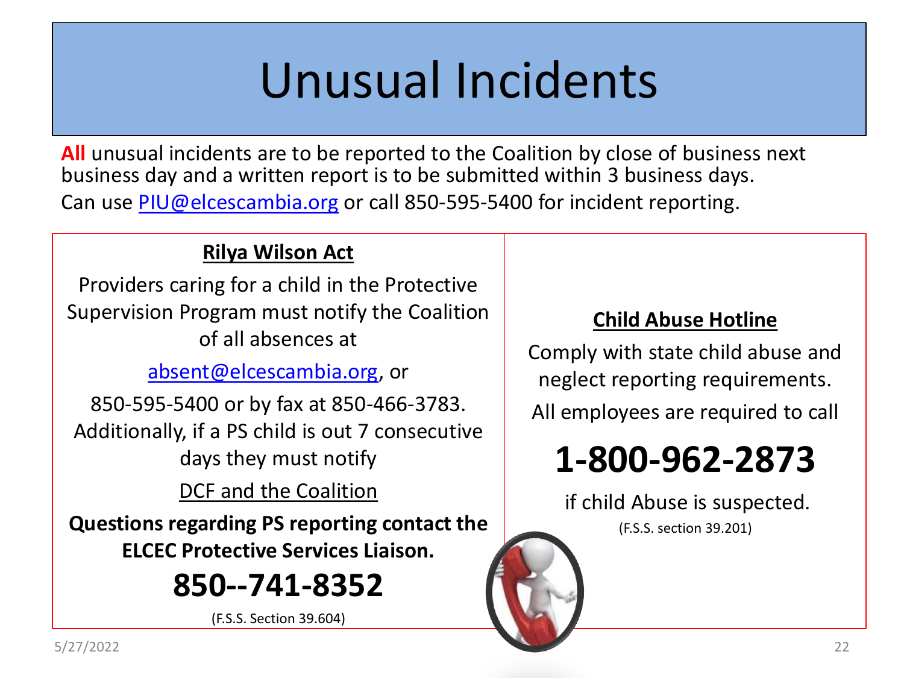# Unusual Incidents

**All** unusual incidents are to be reported to the Coalition by close of business next business day and a written report is to be submitted within 3 business days.
Can use PIU@elcescambia.org or call 850-595-5400 for incident reporting.

## Rilya Wilson Act

Providers caring for a child in the Protective Supervision Program must notify the Coalition of all absences at

absent@elcescambia.org, or

850-595-5400 or by fax at 850-466-3783.
Additionally, if a PS child is out 7 consecutive days they must notify

DCF and the Coalition

**Questions regarding PS reporting contact the ELCEC Protective Services Liaison.**

## 850--741-8352

(F.S.S. Section 39.604)

## Child Abuse Hotline

Comply with state child abuse and neglect reporting requirements.

All employees are required to call

## 1-800-962-2873

if child Abuse is suspected.

(F.S.S. section 39.201)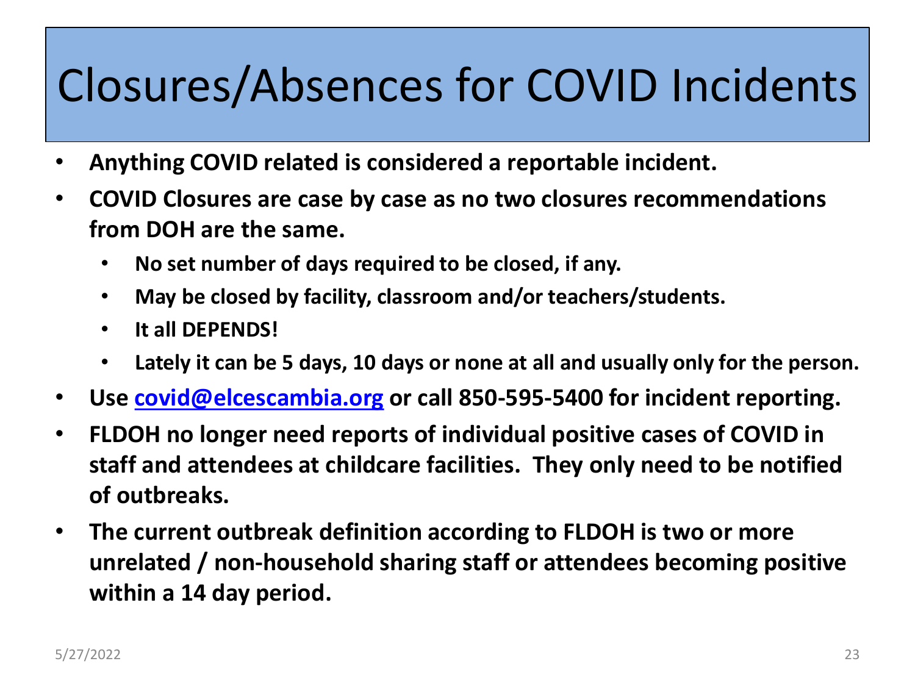# Closures/Absences for COVID Incidents

- **Anything COVID related is considered a reportable incident.**
- **COVID Closures are case by case as no two closures recommendations from DOH are the same.**
  - **No set number of days required to be closed, if any.**
  - **May be closed by facility, classroom and/or teachers/students.**
  - **It all DEPENDS!**
  - **Lately it can be 5 days, 10 days or none at all and usually only for the person.**
- **Use [covid@elcescambia.org](mailto:covid@elcescambia.org) or call 850-595-5400 for incident reporting.**
- **FLDOH no longer need reports of individual positive cases of COVID in staff and attendees at childcare facilities. They only need to be notified of outbreaks.**
- **The current outbreak definition according to FLDOH is two or more unrelated / non-household sharing staff or attendees becoming positive within a 14 day period.**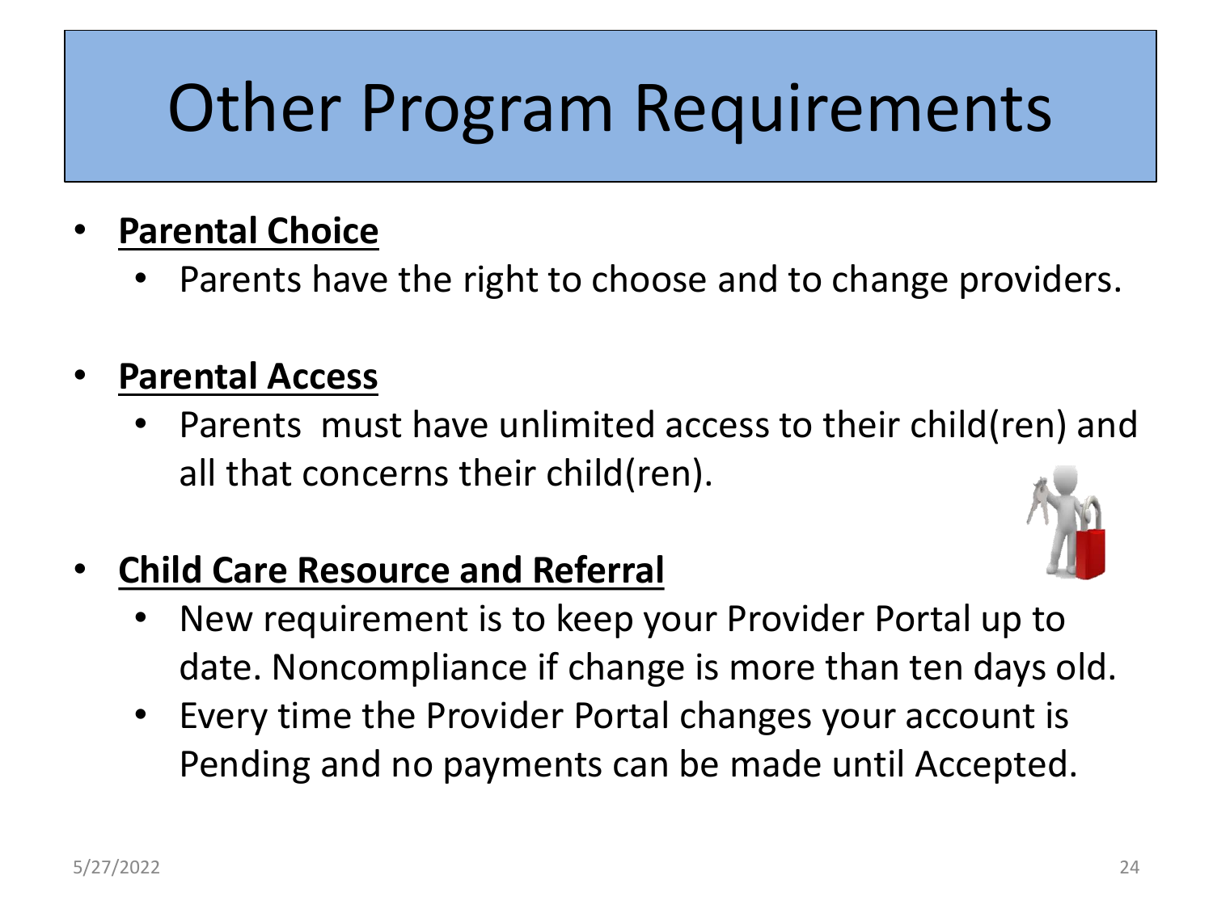# Other Program Requirements

- **Parental Choice**
  - Parents have the right to choose and to change providers.

- **Parental Access**
  - Parents must have unlimited access to their child(ren) and all that concerns their child(ren).

- **Child Care Resource and Referral**
  - New requirement is to keep your Provider Portal up to date. Noncompliance if change is more than ten days old.
  - Every time the Provider Portal changes your account is Pending and no payments can be made until Accepted.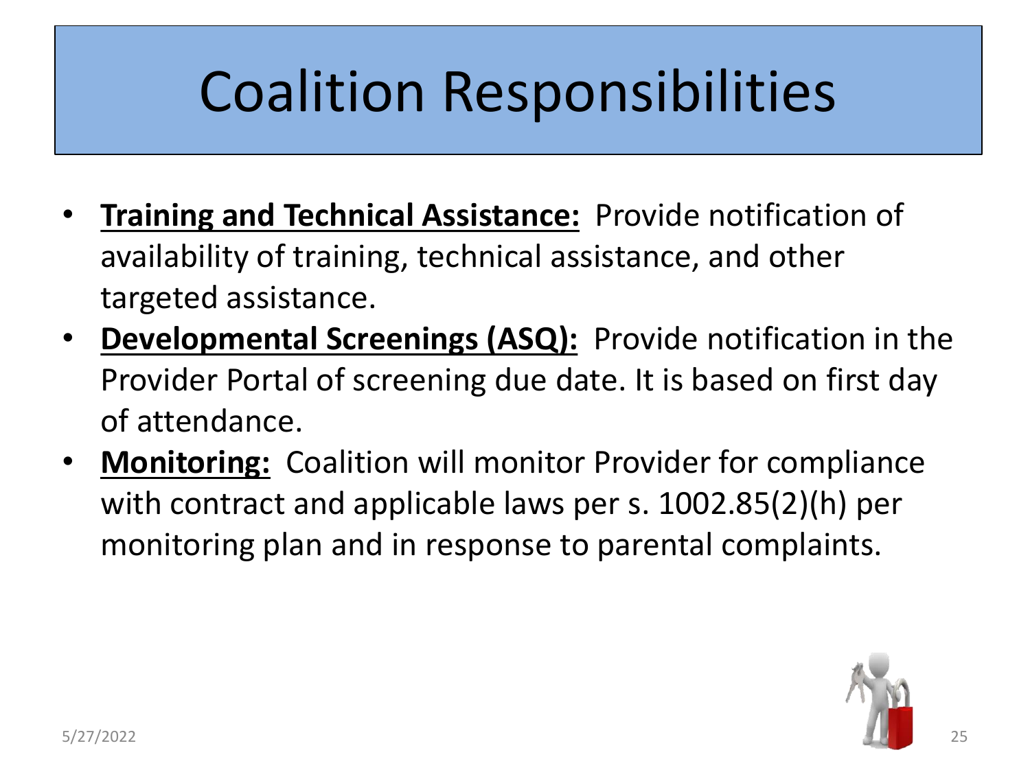# Coalition Responsibilities

- **Training and Technical Assistance:** Provide notification of availability of training, technical assistance, and other targeted assistance.
- **Developmental Screenings (ASQ):** Provide notification in the Provider Portal of screening due date. It is based on first day of attendance.
- **Monitoring:** Coalition will monitor Provider for compliance with contract and applicable laws per s. 1002.85(2)(h) per monitoring plan and in response to parental complaints.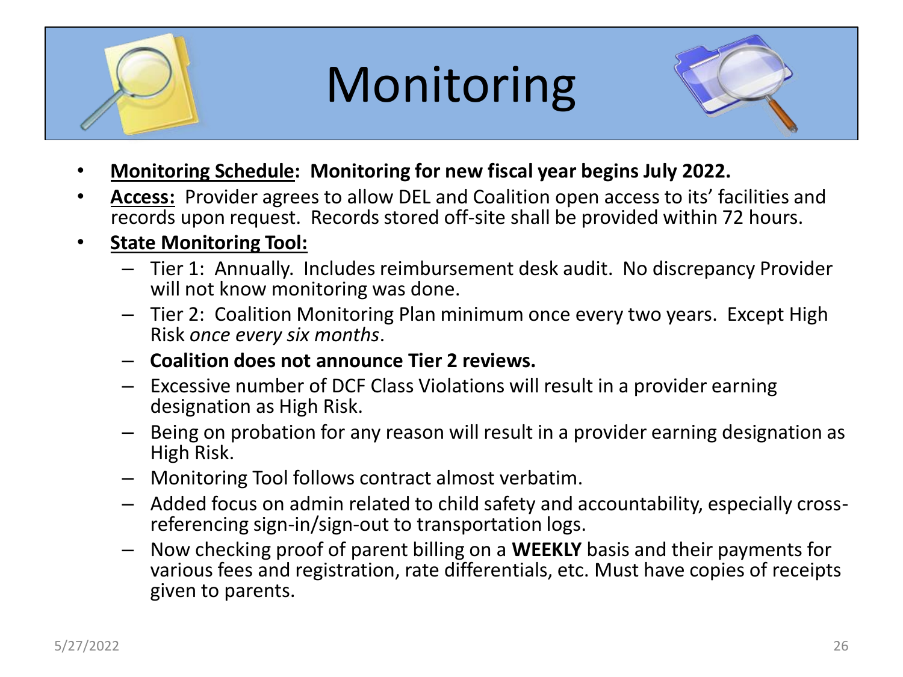# Monitoring

- **Monitoring Schedule: Monitoring for new fiscal year begins July 2022.**
- **Access:** Provider agrees to allow DEL and Coalition open access to its' facilities and records upon request. Records stored off-site shall be provided within 72 hours.
- **State Monitoring Tool:**
  - Tier 1: Annually. Includes reimbursement desk audit. No discrepancy Provider will not know monitoring was done.
  - Tier 2: Coalition Monitoring Plan minimum once every two years. Except High Risk *once every six months*.
  - **Coalition does not announce Tier 2 reviews.**
  - Excessive number of DCF Class Violations will result in a provider earning designation as High Risk.
  - Being on probation for any reason will result in a provider earning designation as High Risk.
  - Monitoring Tool follows contract almost verbatim.
  - Added focus on admin related to child safety and accountability, especially cross-referencing sign-in/sign-out to transportation logs.
  - Now checking proof of parent billing on a **WEEKLY** basis and their payments for various fees and registration, rate differentials, etc. Must have copies of receipts given to parents.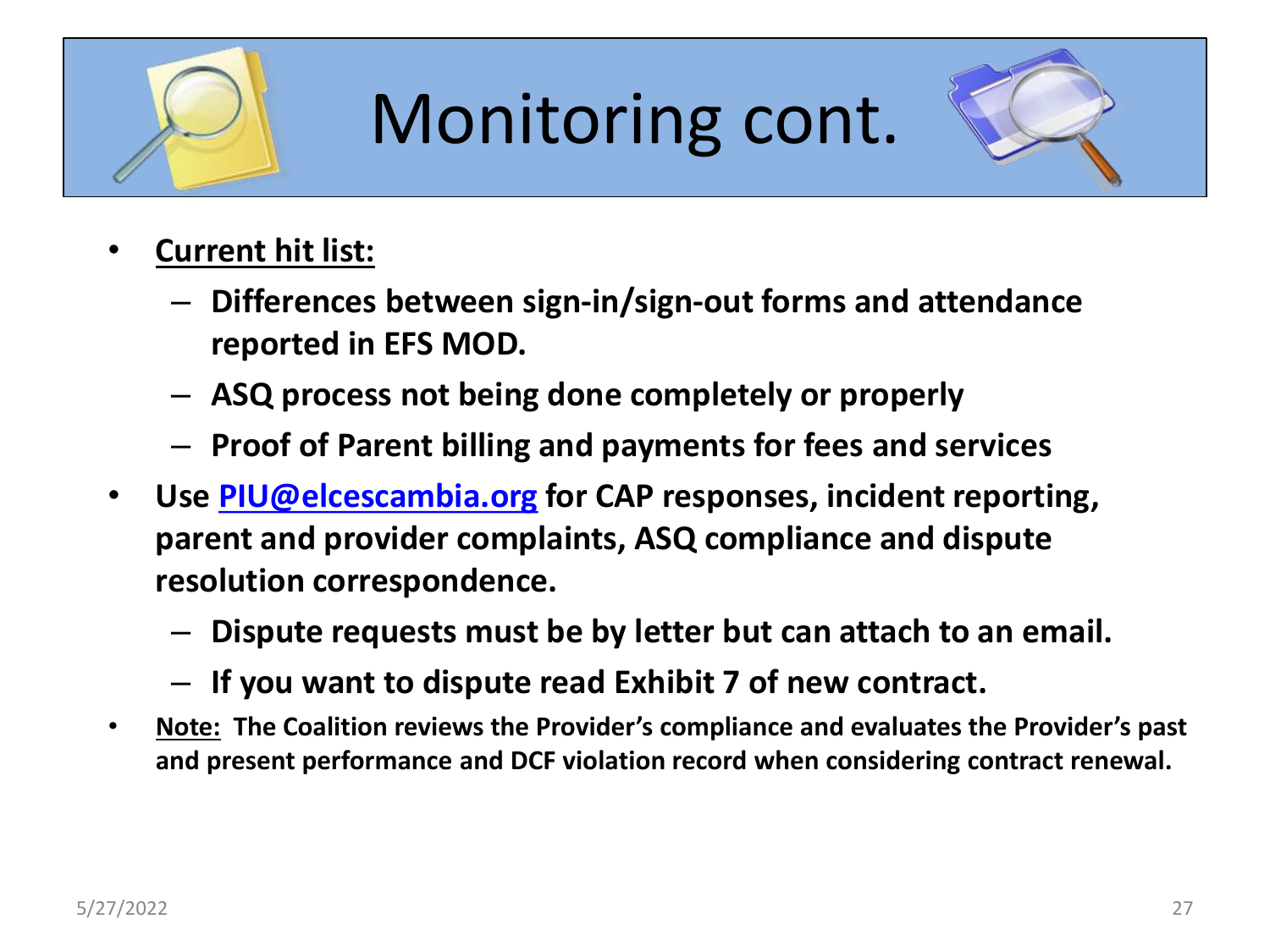# Monitoring cont.

- **Current hit list:**
  - **Differences between sign-in/sign-out forms and attendance reported in EFS MOD.**
  - **ASQ process not being done completely or properly**
  - **Proof of Parent billing and payments for fees and services**
- **Use PIU@elcescambia.org for CAP responses, incident reporting, parent and provider complaints, ASQ compliance and dispute resolution correspondence.**
  - **Dispute requests must be by letter but can attach to an email.**
  - **If you want to dispute read Exhibit 7 of new contract.**
- **Note: The Coalition reviews the Provider's compliance and evaluates the Provider's past and present performance and DCF violation record when considering contract renewal.**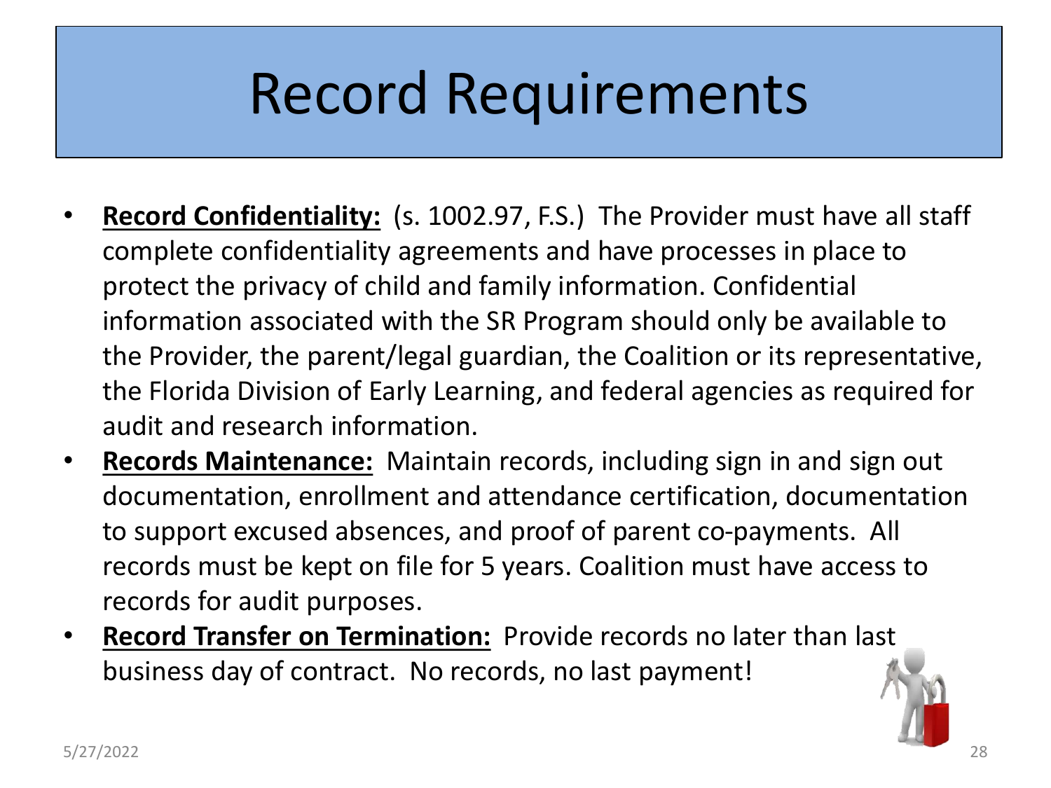# Record Requirements

- **Record Confidentiality:** (s. 1002.97, F.S.) The Provider must have all staff complete confidentiality agreements and have processes in place to protect the privacy of child and family information. Confidential information associated with the SR Program should only be available to the Provider, the parent/legal guardian, the Coalition or its representative, the Florida Division of Early Learning, and federal agencies as required for audit and research information.
- **Records Maintenance:** Maintain records, including sign in and sign out documentation, enrollment and attendance certification, documentation to support excused absences, and proof of parent co-payments. All records must be kept on file for 5 years. Coalition must have access to records for audit purposes.
- **Record Transfer on Termination:** Provide records no later than last business day of contract. No records, no last payment!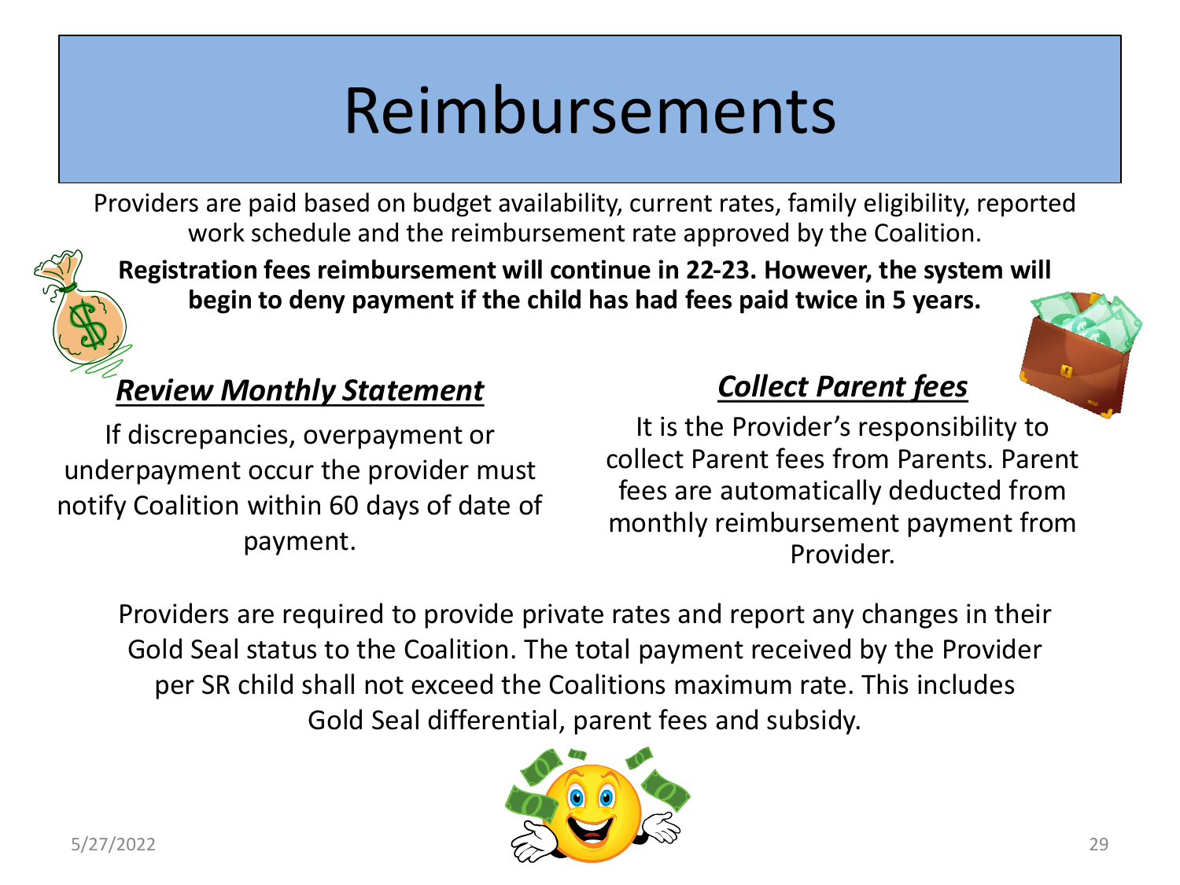# Reimbursements

Providers are paid based on budget availability, current rates, family eligibility, reported work schedule and the reimbursement rate approved by the Coalition.

**Registration fees reimbursement will continue in 22-23. However, the system will begin to deny payment if the child has had fees paid twice in 5 years.**

## ***Review Monthly Statement***

If discrepancies, overpayment or underpayment occur the provider must notify Coalition within 60 days of date of payment.

## ***Collect Parent fees***

It is the Provider's responsibility to collect Parent fees from Parents. Parent fees are automatically deducted from monthly reimbursement payment from Provider.

Providers are required to provide private rates and report any changes in their Gold Seal status to the Coalition. The total payment received by the Provider per SR child shall not exceed the Coalitions maximum rate. This includes Gold Seal differential, parent fees and subsidy.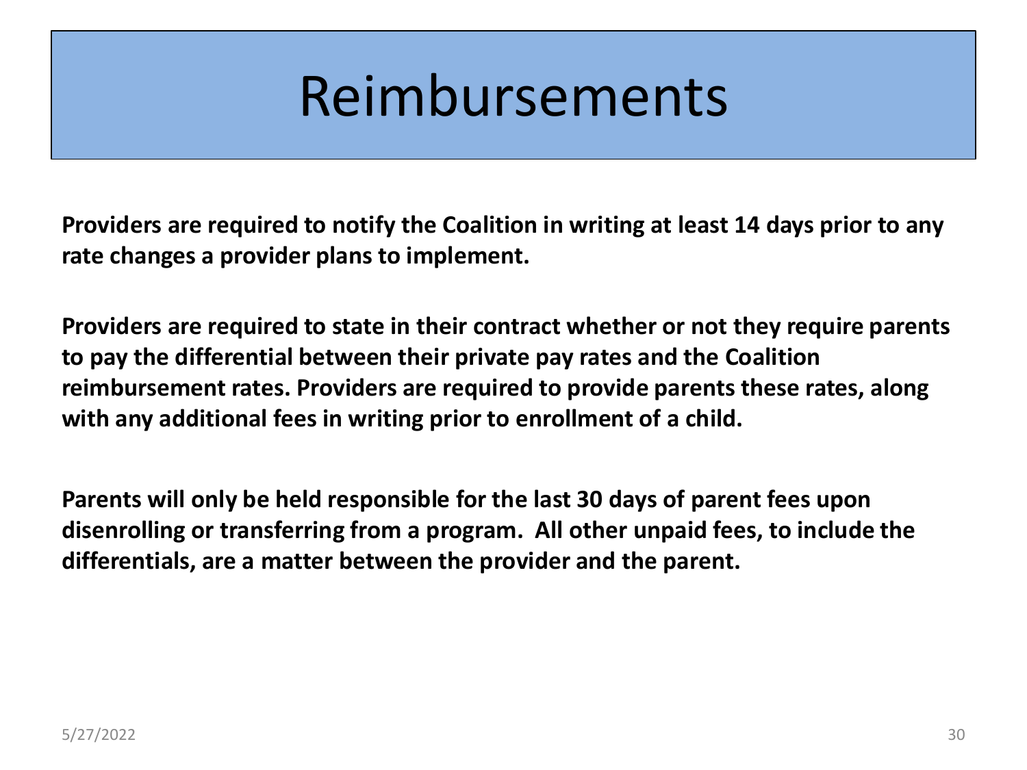# Reimbursements

**Providers are required to notify the Coalition in writing at least 14 days prior to any rate changes a provider plans to implement.**

**Providers are required to state in their contract whether or not they require parents to pay the differential between their private pay rates and the Coalition reimbursement rates. Providers are required to provide parents these rates, along with any additional fees in writing prior to enrollment of a child.**

**Parents will only be held responsible for the last 30 days of parent fees upon disenrolling or transferring from a program. All other unpaid fees, to include the differentials, are a matter between the provider and the parent.**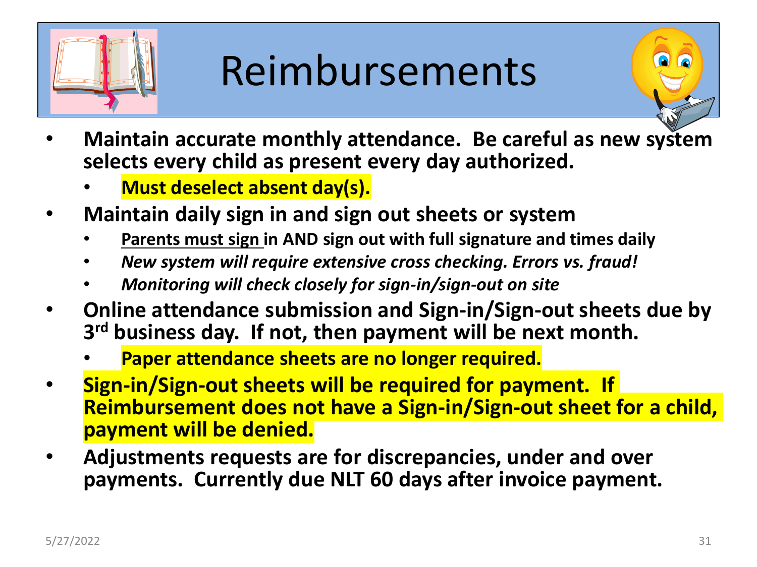# Reimbursements

- **Maintain accurate monthly attendance. Be careful as new system selects every child as present every day authorized.**
  - **Must deselect absent day(s).**
- **Maintain daily sign in and sign out sheets or system**
  - **Parents must sign in AND sign out with full signature and times daily**
  - ***New system will require extensive cross checking. Errors vs. fraud!***
  - ***Monitoring will check closely for sign-in/sign-out on site***
- **Online attendance submission and Sign-in/Sign-out sheets due by 3rd business day. If not, then payment will be next month.**
  - **Paper attendance sheets are no longer required.**
- **Sign-in/Sign-out sheets will be required for payment. If Reimbursement does not have a Sign-in/Sign-out sheet for a child, payment will be denied.**
- **Adjustments requests are for discrepancies, under and over payments. Currently due NLT 60 days after invoice payment.**

5/27/2022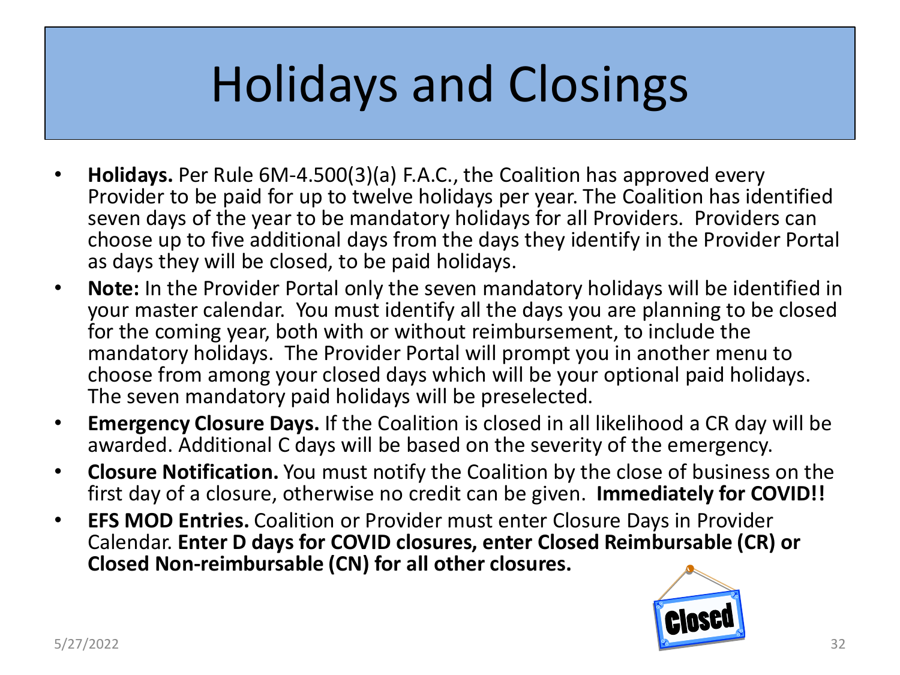# Holidays and Closings

- **Holidays.** Per Rule 6M-4.500(3)(a) F.A.C., the Coalition has approved every Provider to be paid for up to twelve holidays per year. The Coalition has identified seven days of the year to be mandatory holidays for all Providers. Providers can choose up to five additional days from the days they identify in the Provider Portal as days they will be closed, to be paid holidays.
- **Note:** In the Provider Portal only the seven mandatory holidays will be identified in your master calendar. You must identify all the days you are planning to be closed for the coming year, both with or without reimbursement, to include the mandatory holidays. The Provider Portal will prompt you in another menu to choose from among your closed days which will be your optional paid holidays. The seven mandatory paid holidays will be preselected.
- **Emergency Closure Days.** If the Coalition is closed in all likelihood a CR day will be awarded. Additional C days will be based on the severity of the emergency.
- **Closure Notification.** You must notify the Coalition by the close of business on the first day of a closure, otherwise no credit can be given. **Immediately for COVID!!**
- **EFS MOD Entries.** Coalition or Provider must enter Closure Days in Provider Calendar. **Enter D days for COVID closures, enter Closed Reimbursable (CR) or Closed Non-reimbursable (CN) for all other closures.**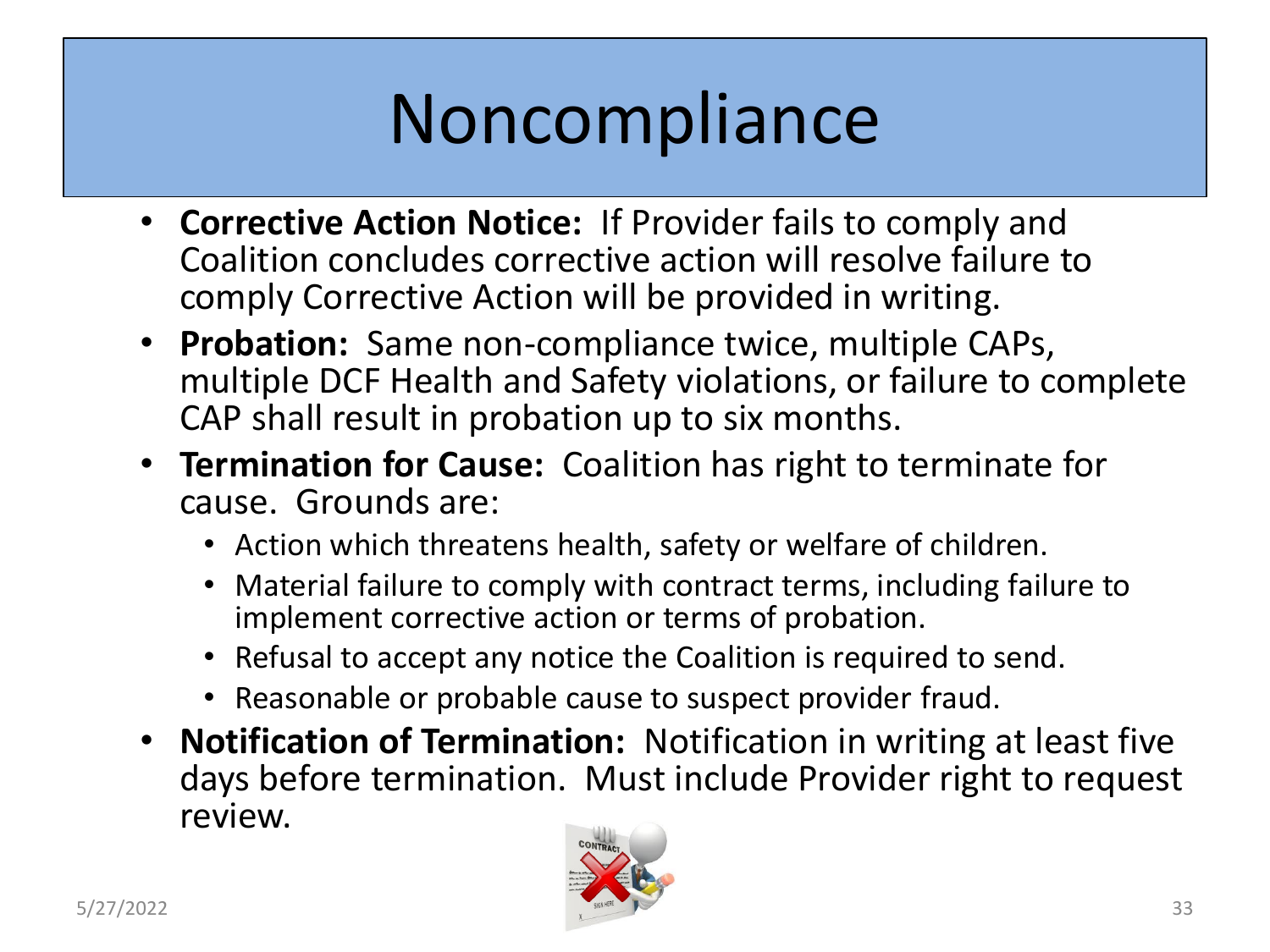# Noncompliance

- **Corrective Action Notice:** If Provider fails to comply and Coalition concludes corrective action will resolve failure to comply Corrective Action will be provided in writing.
- **Probation:** Same non-compliance twice, multiple CAPs, multiple DCF Health and Safety violations, or failure to complete CAP shall result in probation up to six months.
- **Termination for Cause:** Coalition has right to terminate for cause. Grounds are:
  - Action which threatens health, safety or welfare of children.
  - Material failure to comply with contract terms, including failure to implement corrective action or terms of probation.
  - Refusal to accept any notice the Coalition is required to send.
  - Reasonable or probable cause to suspect provider fraud.
- **Notification of Termination:** Notification in writing at least five days before termination. Must include Provider right to request review.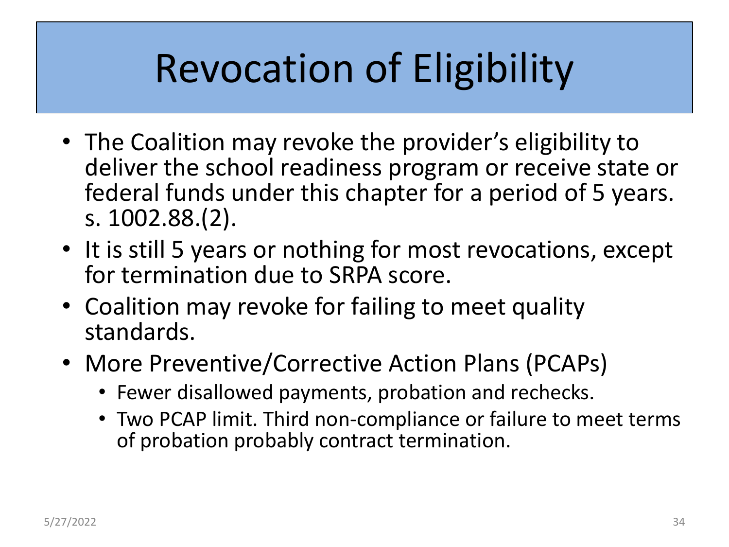# Revocation of Eligibility

- The Coalition may revoke the provider's eligibility to deliver the school readiness program or receive state or federal funds under this chapter for a period of 5 years. s. 1002.88.(2).
- It is still 5 years or nothing for most revocations, except for termination due to SRPA score.
- Coalition may revoke for failing to meet quality standards.
- More Preventive/Corrective Action Plans (PCAPs)
  - Fewer disallowed payments, probation and rechecks.
  - Two PCAP limit. Third non-compliance or failure to meet terms of probation probably contract termination.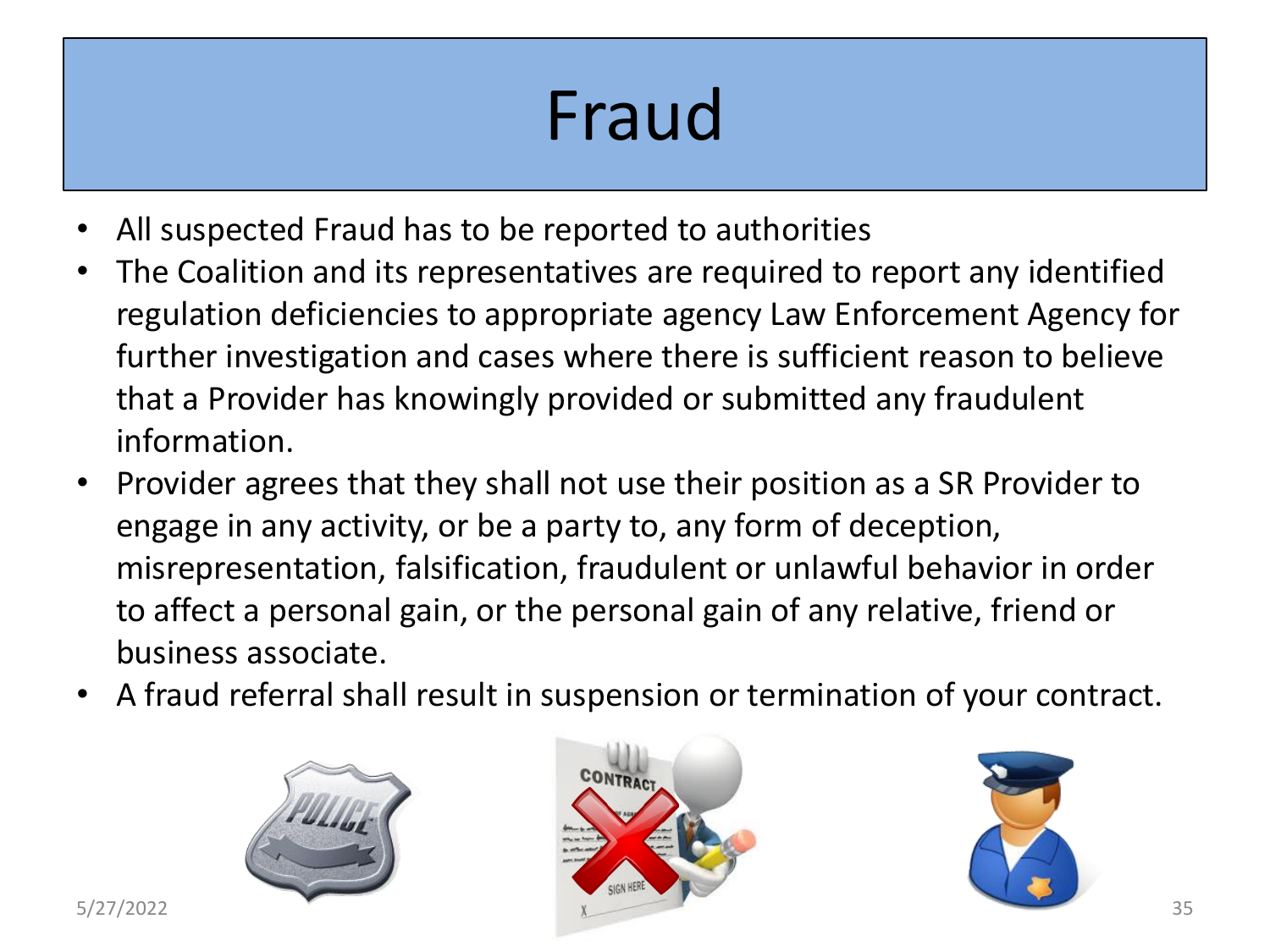# Fraud

- All suspected Fraud has to be reported to authorities
- The Coalition and its representatives are required to report any identified regulation deficiencies to appropriate agency Law Enforcement Agency for further investigation and cases where there is sufficient reason to believe that a Provider has knowingly provided or submitted any fraudulent information.
- Provider agrees that they shall not use their position as a SR Provider to engage in any activity, or be a party to, any form of deception, misrepresentation, falsification, fraudulent or unlawful behavior in order to affect a personal gain, or the personal gain of any relative, friend or business associate.
- A fraud referral shall result in suspension or termination of your contract.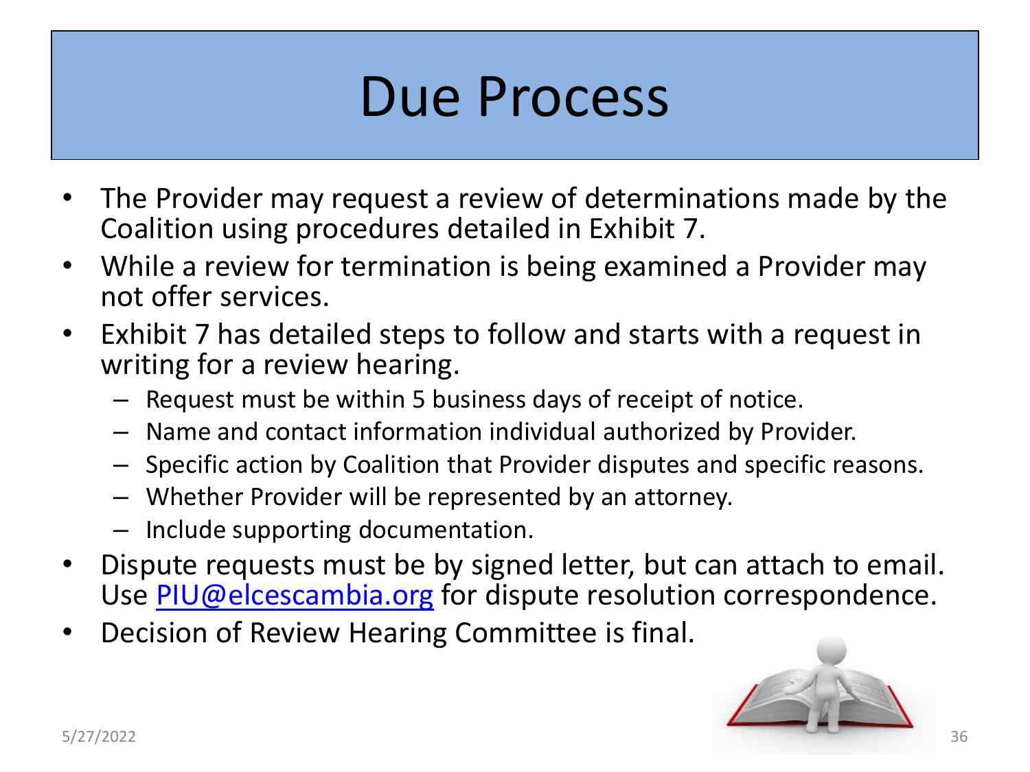# Due Process

- The Provider may request a review of determinations made by the Coalition using procedures detailed in Exhibit 7.
- While a review for termination is being examined a Provider may not offer services.
- Exhibit 7 has detailed steps to follow and starts with a request in writing for a review hearing.
  - Request must be within 5 business days of receipt of notice.
  - Name and contact information individual authorized by Provider.
  - Specific action by Coalition that Provider disputes and specific reasons.
  - Whether Provider will be represented by an attorney.
  - Include supporting documentation.
- Dispute requests must be by signed letter, but can attach to email. Use PIU@elcescambia.org for dispute resolution correspondence.
- Decision of Review Hearing Committee is final.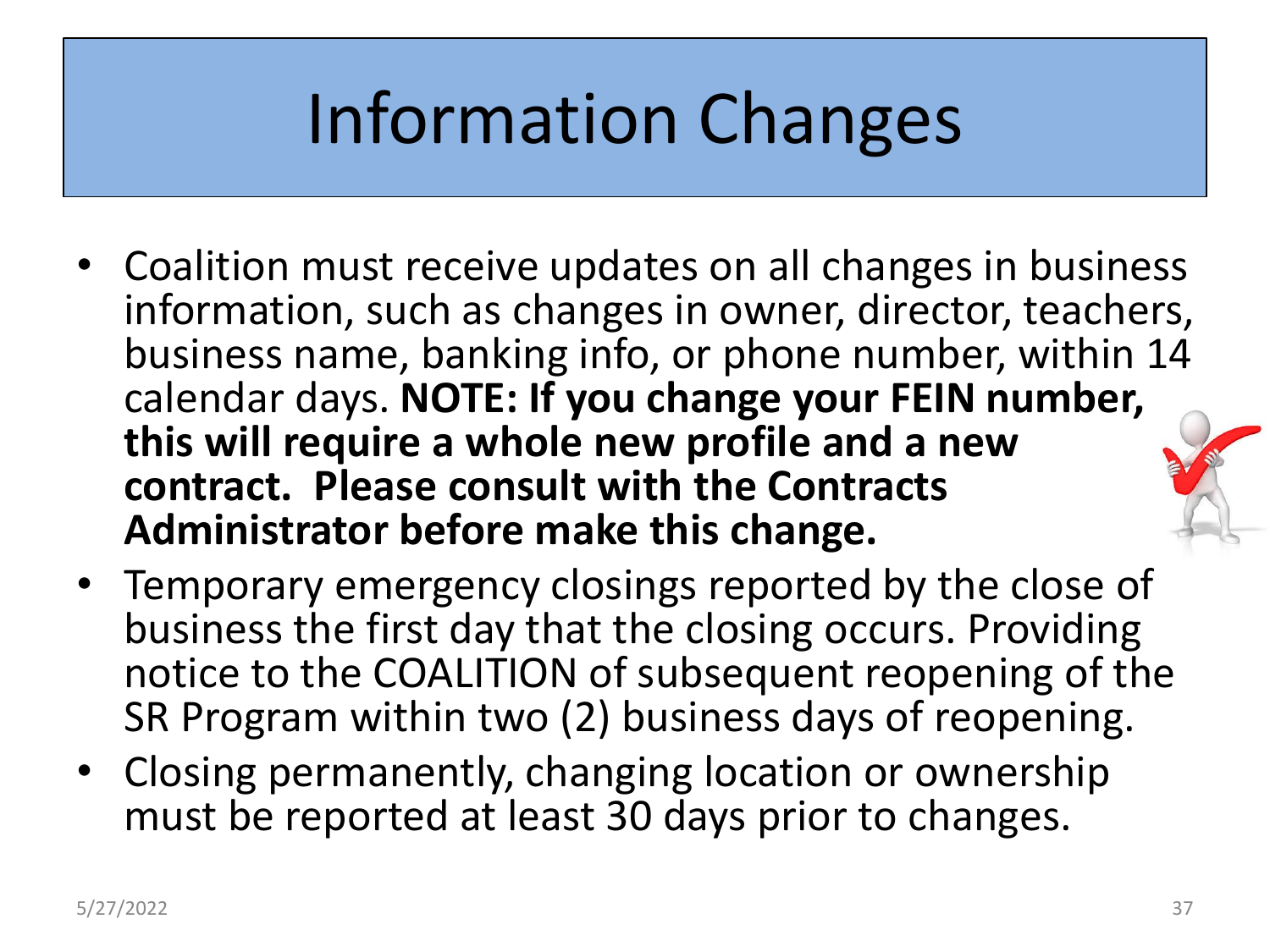# Information Changes

- Coalition must receive updates on all changes in business information, such as changes in owner, director, teachers, business name, banking info, or phone number, within 14 calendar days. **NOTE: If you change your FEIN number, this will require a whole new profile and a new contract. Please consult with the Contracts Administrator before make this change.**
- Temporary emergency closings reported by the close of business the first day that the closing occurs. Providing notice to the COALITION of subsequent reopening of the SR Program within two (2) business days of reopening.
- Closing permanently, changing location or ownership must be reported at least 30 days prior to changes.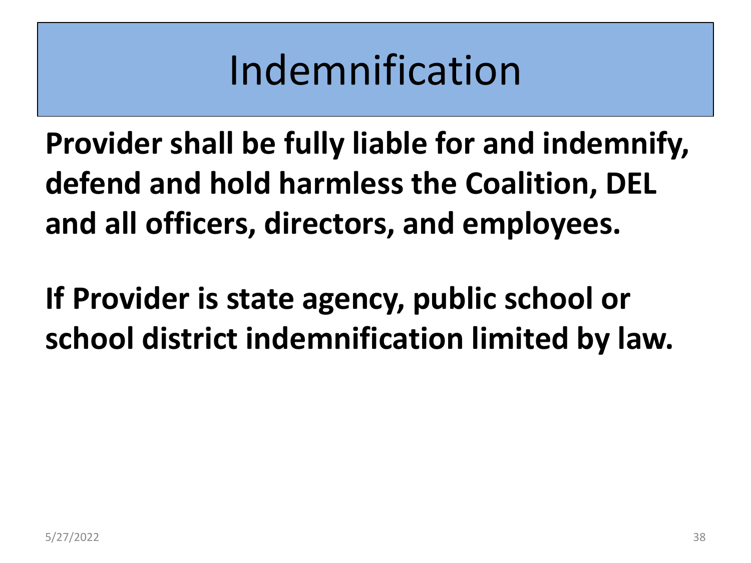# Indemnification

**Provider shall be fully liable for and indemnify, defend and hold harmless the Coalition, DEL and all officers, directors, and employees.**

**If Provider is state agency, public school or school district indemnification limited by law.**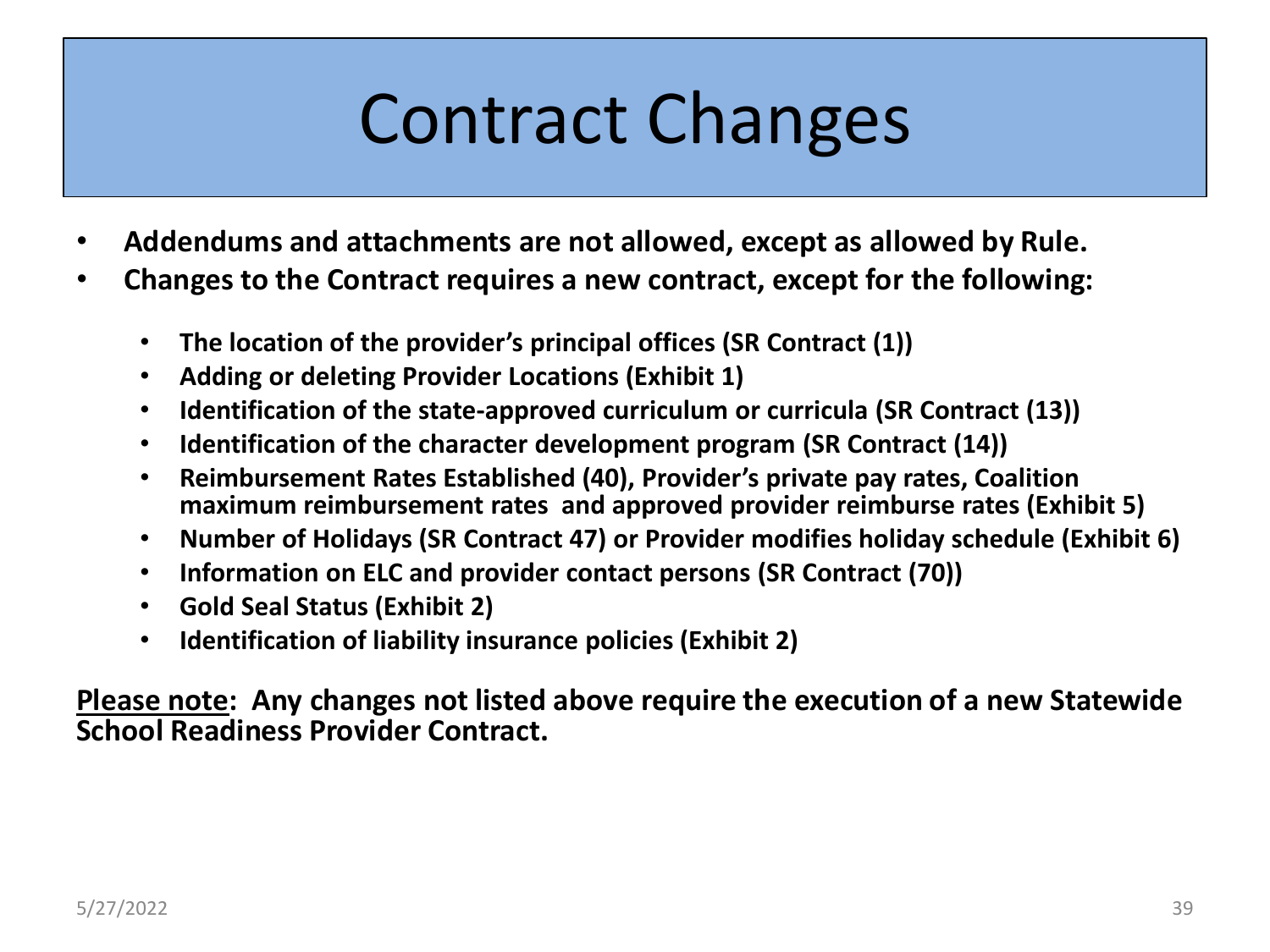# Contract Changes

- **Addendums and attachments are not allowed, except as allowed by Rule.**
- **Changes to the Contract requires a new contract, except for the following:**
  - **The location of the provider's principal offices (SR Contract (1))**
  - **Adding or deleting Provider Locations (Exhibit 1)**
  - **Identification of the state-approved curriculum or curricula (SR Contract (13))**
  - **Identification of the character development program (SR Contract (14))**
  - **Reimbursement Rates Established (40), Provider's private pay rates, Coalition maximum reimbursement rates and approved provider reimburse rates (Exhibit 5)**
  - **Number of Holidays (SR Contract 47) or Provider modifies holiday schedule (Exhibit 6)**
  - **Information on ELC and provider contact persons (SR Contract (70))**
  - **Gold Seal Status (Exhibit 2)**
  - **Identification of liability insurance policies (Exhibit 2)**

**<u>Please note</u>: Any changes not listed above require the execution of a new Statewide School Readiness Provider Contract.**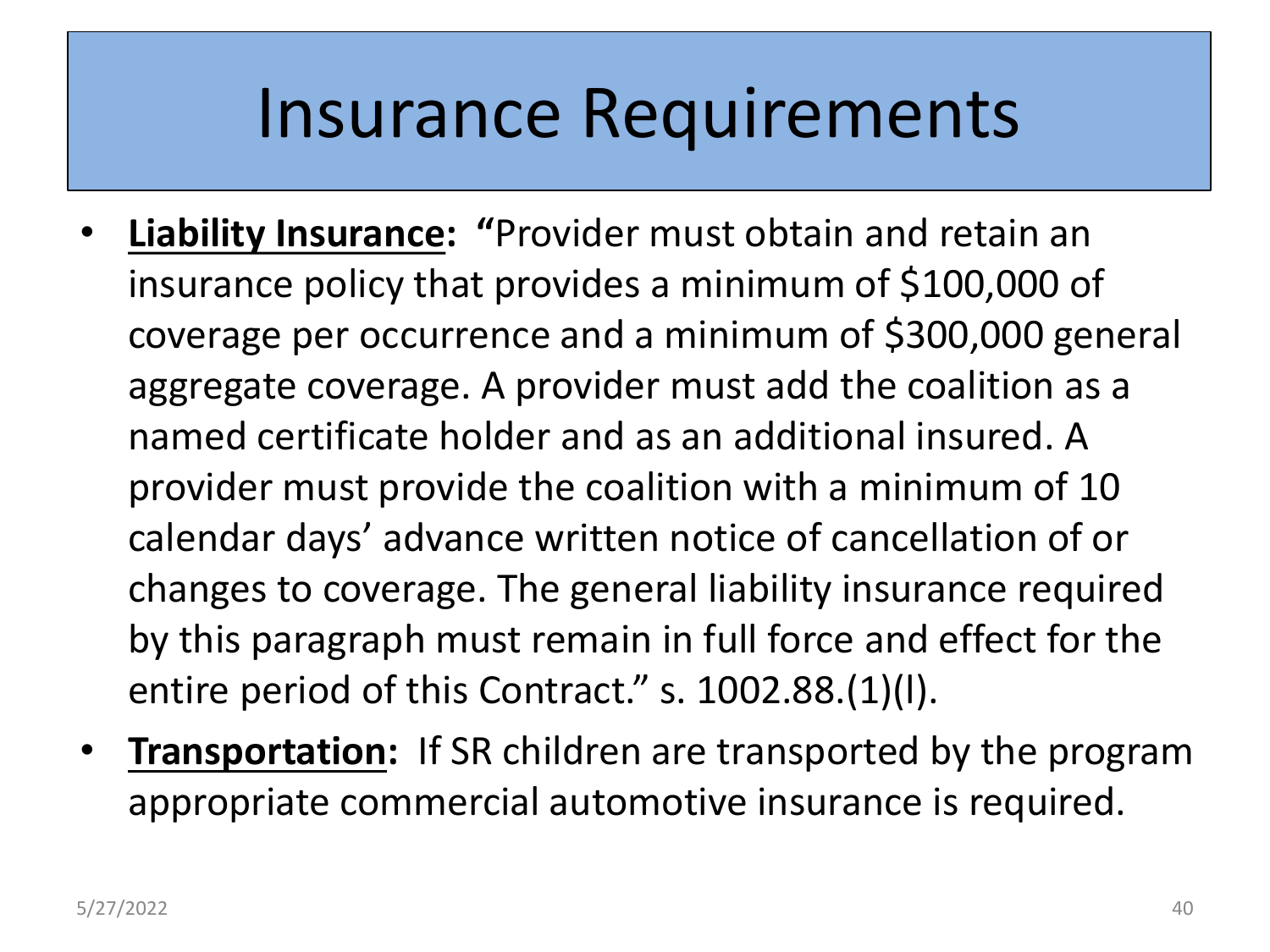# Insurance Requirements

- **<u>Liability Insurance</u>: "**Provider must obtain and retain an insurance policy that provides a minimum of $100,000 of coverage per occurrence and a minimum of $300,000 general aggregate coverage. A provider must add the coalition as a named certificate holder and as an additional insured. A provider must provide the coalition with a minimum of 10 calendar days' advance written notice of cancellation of or changes to coverage. The general liability insurance required by this paragraph must remain in full force and effect for the entire period of this Contract." s. 1002.88.(1)(l).
- **<u>Transportation</u>:** If SR children are transported by the program appropriate commercial automotive insurance is required.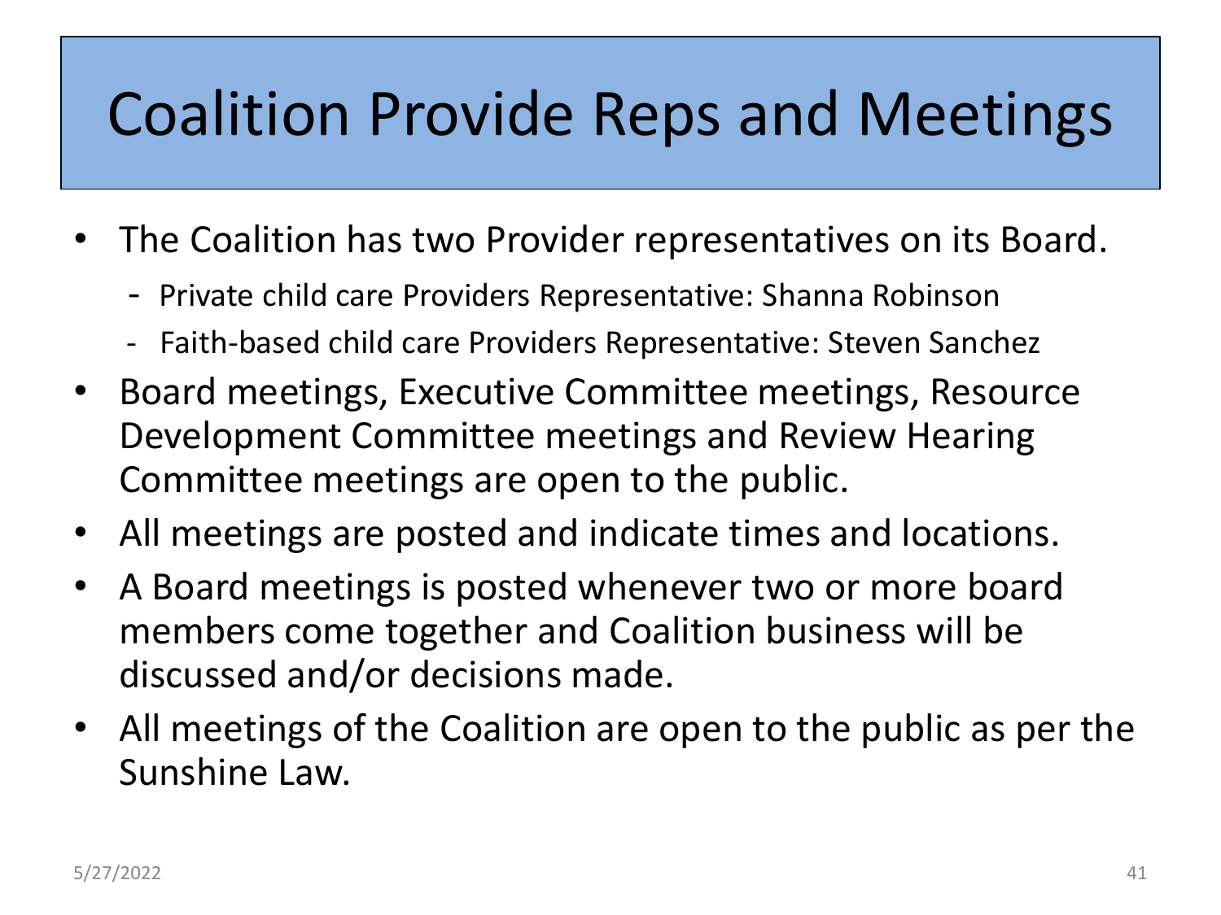# Coalition Provide Reps and Meetings

- The Coalition has two Provider representatives on its Board.
  - Private child care Providers Representative: Shanna Robinson
  - Faith-based child care Providers Representative: Steven Sanchez
- Board meetings, Executive Committee meetings, Resource Development Committee meetings and Review Hearing Committee meetings are open to the public.
- All meetings are posted and indicate times and locations.
- A Board meetings is posted whenever two or more board members come together and Coalition business will be discussed and/or decisions made.
- All meetings of the Coalition are open to the public as per the Sunshine Law.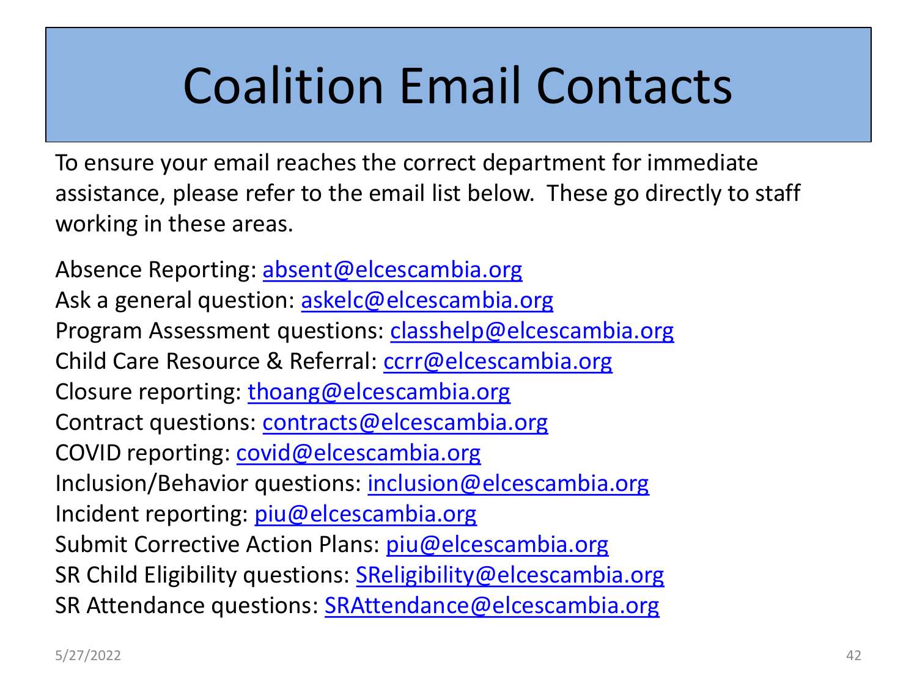# Coalition Email Contacts

To ensure your email reaches the correct department for immediate assistance, please refer to the email list below. These go directly to staff working in these areas.

Absence Reporting: absent@elcescambia.org
Ask a general question: askelc@elcescambia.org
Program Assessment questions: classhelp@elcescambia.org
Child Care Resource & Referral: ccrr@elcescambia.org
Closure reporting: thoang@elcescambia.org
Contract questions: contracts@elcescambia.org
COVID reporting: covid@elcescambia.org
Inclusion/Behavior questions: inclusion@elcescambia.org
Incident reporting: piu@elcescambia.org
Submit Corrective Action Plans: piu@elcescambia.org
SR Child Eligibility questions: SReligibility@elcescambia.org
SR Attendance questions: SRAttendance@elcescambia.org

5/27/2022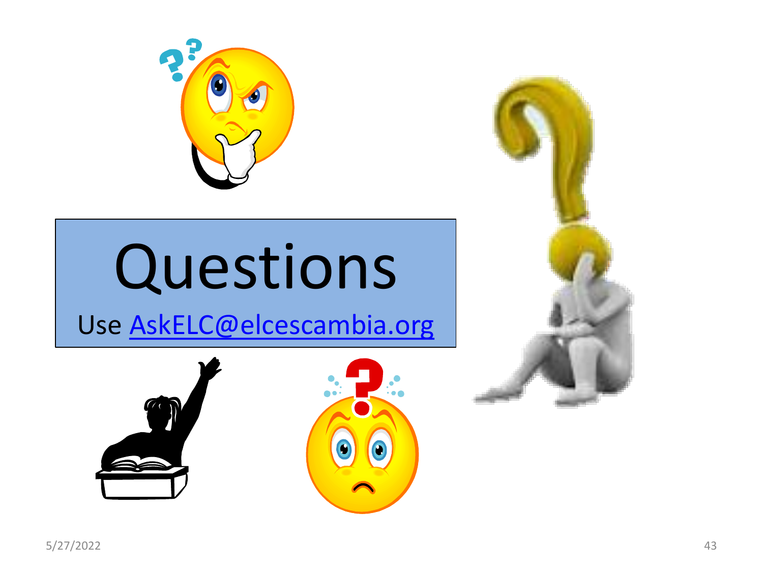# Questions

Use [AskELC@elcescambia.org](mailto:AskELC@elcescambia.org)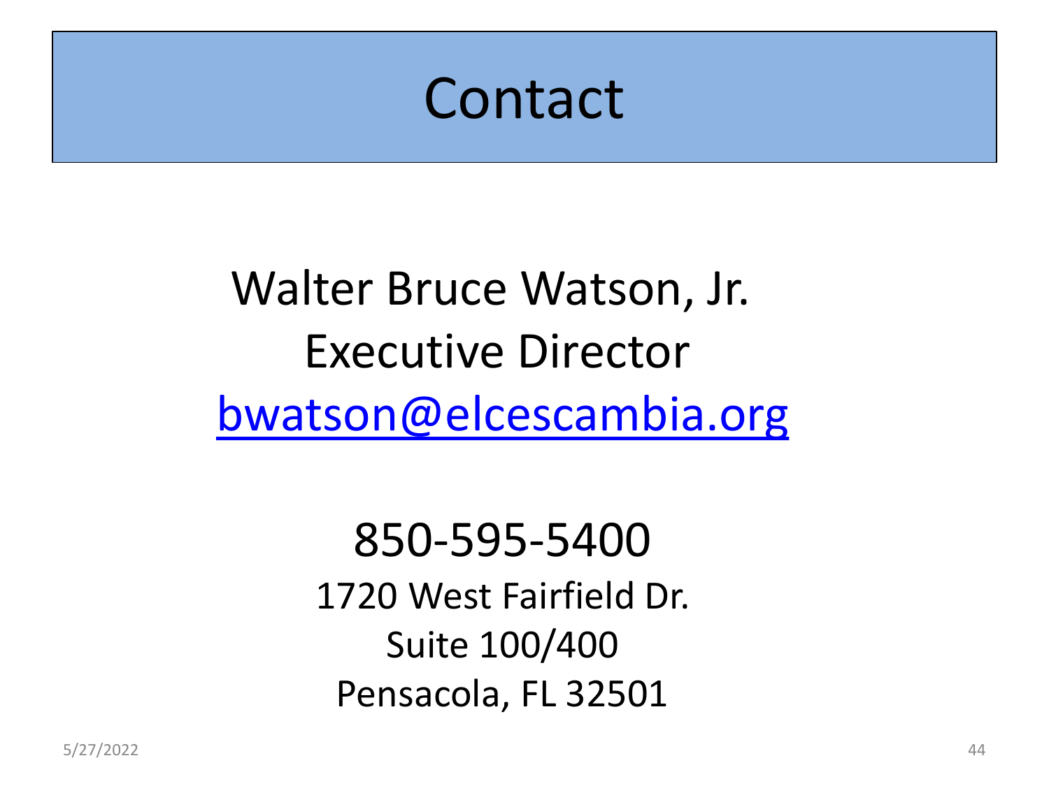# Contact

Walter Bruce Watson, Jr.

Executive Director

bwatson@elcescambia.org

850-595-5400

1720 West Fairfield Dr.

Suite 100/400

Pensacola, FL 32501